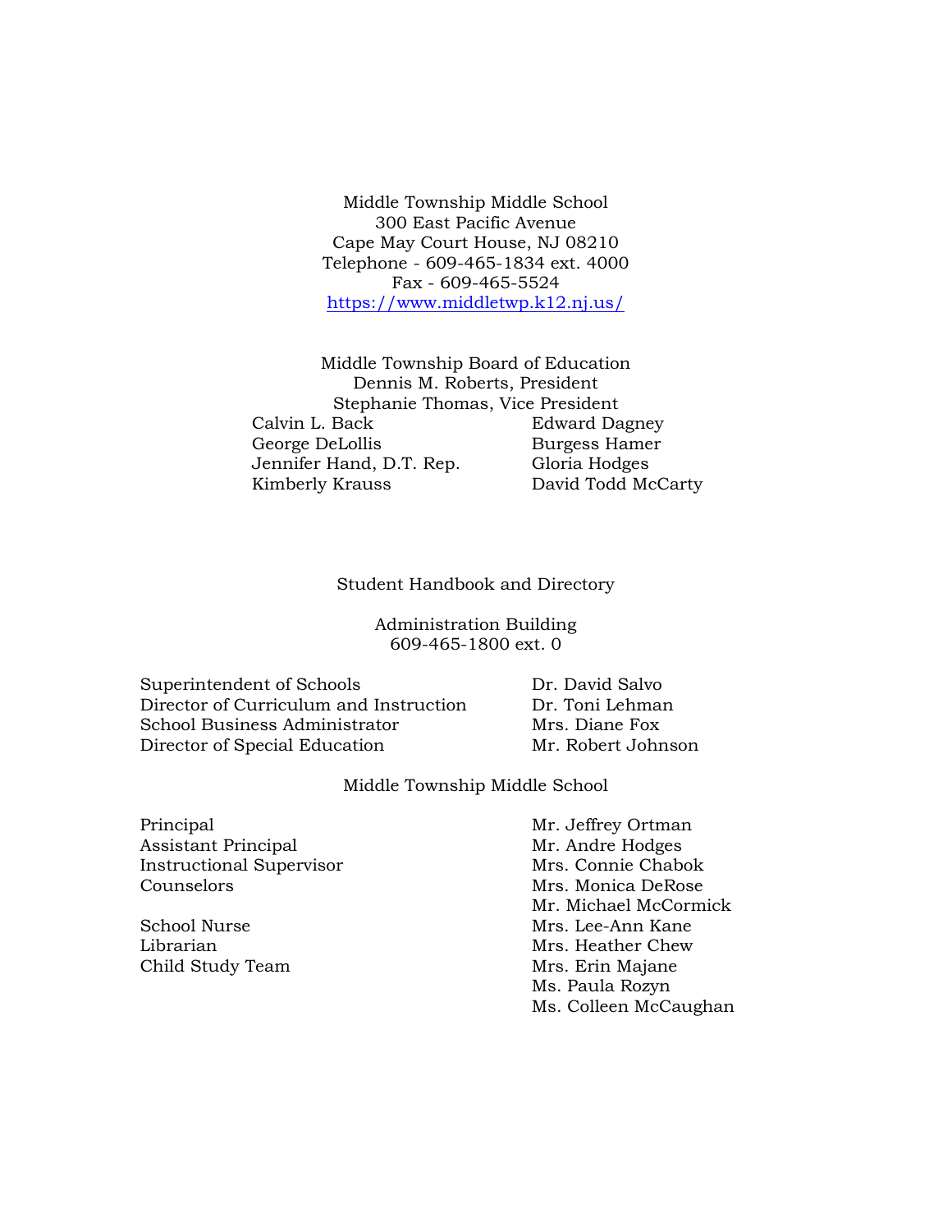Middle Township Middle School
300 East Pacific Avenue
Cape May Court House, NJ 08210
Telephone - 609-465-1834 ext. 4000
Fax - 609-465-5524
https://www.middletwp.k12.nj.us/

Middle Township Board of Education
Dennis M. Roberts, President
Stephanie Thomas, Vice President

| | |
|---|---|
| Calvin L. Back | Edward Dagney |
| George DeLollis | Burgess Hamer |
| Jennifer Hand, D.T. Rep. | Gloria Hodges |
| Kimberly Krauss | David Todd McCarty |

# Student Handbook and Directory

Administration Building
609-465-1800 ext. 0

| | |
|---|---|
| Superintendent of Schools | Dr. David Salvo |
| Director of Curriculum and Instruction | Dr. Toni Lehman |
| School Business Administrator | Mrs. Diane Fox |
| Director of Special Education | Mr. Robert Johnson |

Middle Township Middle School

| | |
|---|---|
| Principal | Mr. Jeffrey Ortman |
| Assistant Principal | Mr. Andre Hodges |
| Instructional Supervisor | Mrs. Connie Chabok |
| Counselors | Mrs. Monica DeRose |
| | Mr. Michael McCormick |
| School Nurse | Mrs. Lee-Ann Kane |
| Librarian | Mrs. Heather Chew |
| Child Study Team | Mrs. Erin Majane |
| | Ms. Paula Rozyn |
| | Ms. Colleen McCaughan |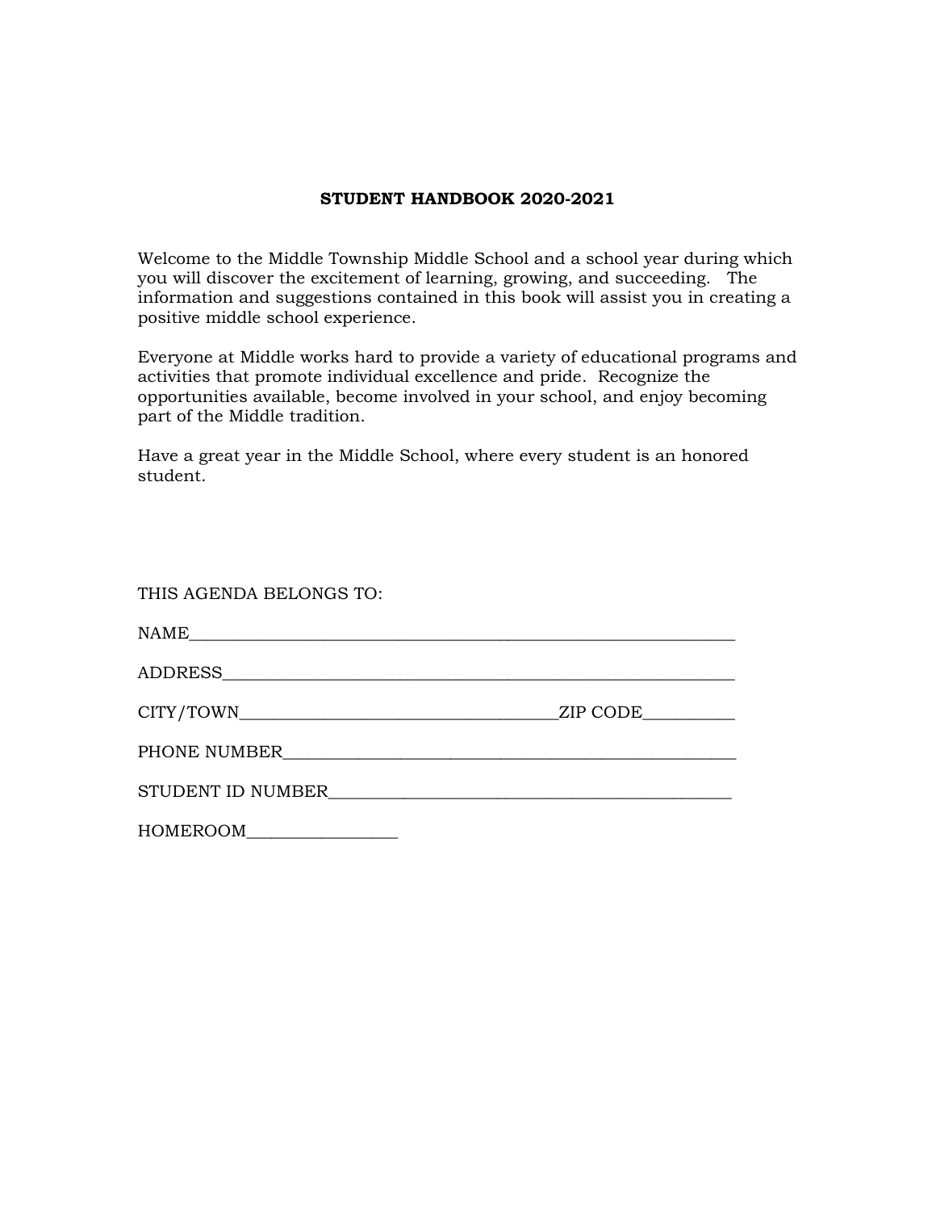**STUDENT HANDBOOK 2020-2021**

Welcome to the Middle Township Middle School and a school year during which you will discover the excitement of learning, growing, and succeeding. The information and suggestions contained in this book will assist you in creating a positive middle school experience.

Everyone at Middle works hard to provide a variety of educational programs and activities that promote individual excellence and pride. Recognize the opportunities available, become involved in your school, and enjoy becoming part of the Middle tradition.

Have a great year in the Middle School, where every student is an honored student.

THIS AGENDA BELONGS TO:

NAME_______________________________________________________________

ADDRESS____________________________________________________________

CITY/TOWN_________________________________ZIP CODE__________

PHONE NUMBER_______________________________________________________

STUDENT ID NUMBER_____________________________________________

HOMEROOM________________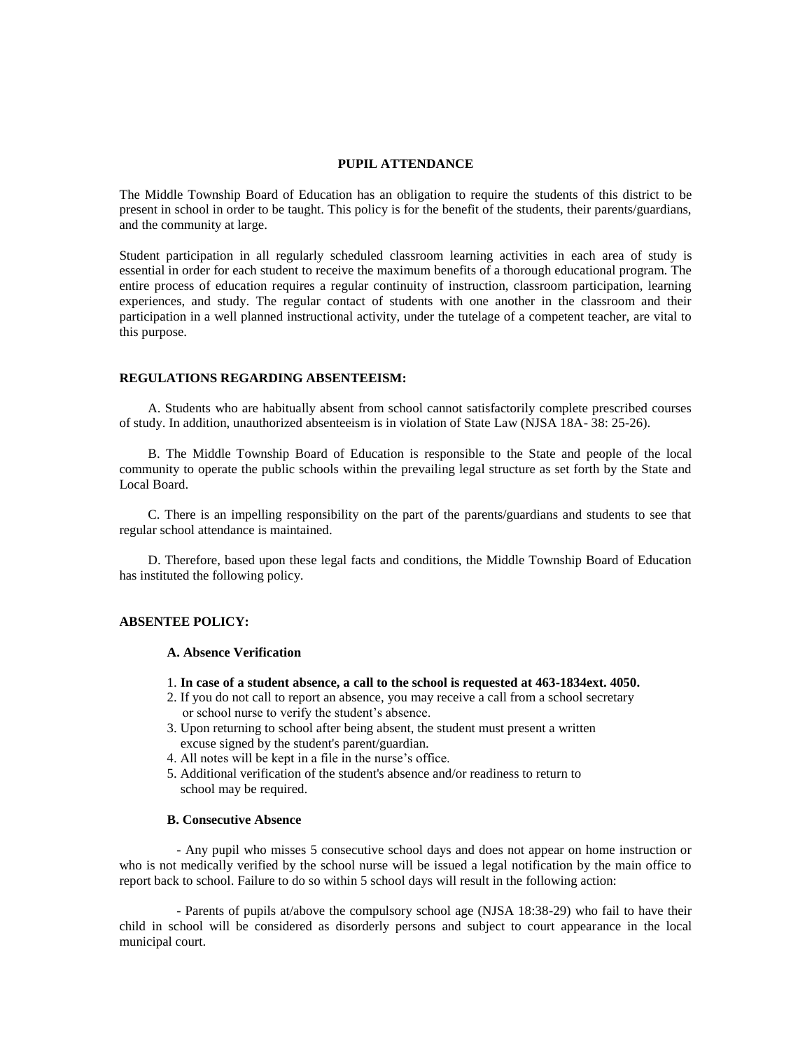## PUPIL ATTENDANCE

The Middle Township Board of Education has an obligation to require the students of this district to be present in school in order to be taught. This policy is for the benefit of the students, their parents/guardians, and the community at large.

Student participation in all regularly scheduled classroom learning activities in each area of study is essential in order for each student to receive the maximum benefits of a thorough educational program. The entire process of education requires a regular continuity of instruction, classroom participation, learning experiences, and study. The regular contact of students with one another in the classroom and their participation in a well planned instructional activity, under the tutelage of a competent teacher, are vital to this purpose.

### REGULATIONS REGARDING ABSENTEEISM:

A. Students who are habitually absent from school cannot satisfactorily complete prescribed courses of study. In addition, unauthorized absenteeism is in violation of State Law (NJSA 18A- 38: 25-26).

B. The Middle Township Board of Education is responsible to the State and people of the local community to operate the public schools within the prevailing legal structure as set forth by the State and Local Board.

C. There is an impelling responsibility on the part of the parents/guardians and students to see that regular school attendance is maintained.

D. Therefore, based upon these legal facts and conditions, the Middle Township Board of Education has instituted the following policy.

### ABSENTEE POLICY:

#### A. Absence Verification

1. **In case of a student absence, a call to the school is requested at 463-1834ext. 4050.**
2. If you do not call to report an absence, you may receive a call from a school secretary or school nurse to verify the student's absence.
3. Upon returning to school after being absent, the student must present a written excuse signed by the student's parent/guardian.
4. All notes will be kept in a file in the nurse's office.
5. Additional verification of the student's absence and/or readiness to return to school may be required.

#### B. Consecutive Absence

- Any pupil who misses 5 consecutive school days and does not appear on home instruction or who is not medically verified by the school nurse will be issued a legal notification by the main office to report back to school. Failure to do so within 5 school days will result in the following action:

- Parents of pupils at/above the compulsory school age (NJSA 18:38-29) who fail to have their child in school will be considered as disorderly persons and subject to court appearance in the local municipal court.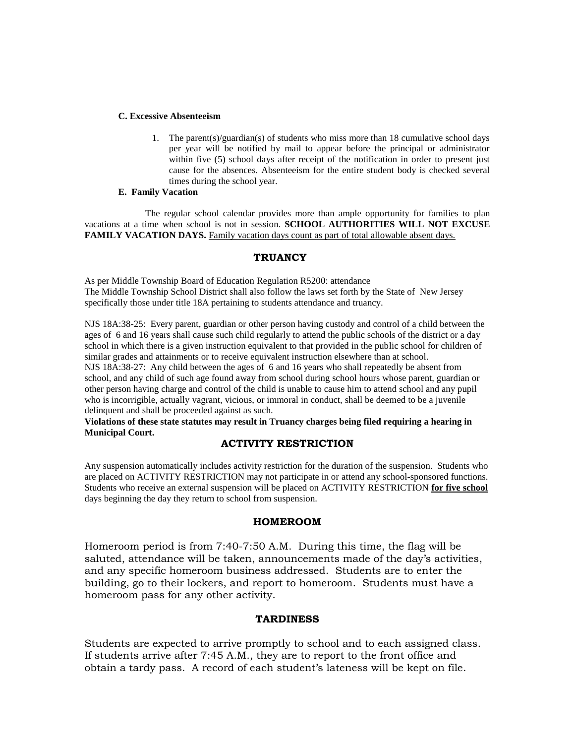**C. Excessive Absenteeism**

1. The parent(s)/guardian(s) of students who miss more than 18 cumulative school days per year will be notified by mail to appear before the principal or administrator within five (5) school days after receipt of the notification in order to present just cause for the absences. Absenteeism for the entire student body is checked several times during the school year.

**E. Family Vacation**

The regular school calendar provides more than ample opportunity for families to plan vacations at a time when school is not in session. **SCHOOL AUTHORITIES WILL NOT EXCUSE FAMILY VACATION DAYS.** <u>Family vacation days count as part of total allowable absent days.</u>

## TRUANCY

As per Middle Township Board of Education Regulation R5200: attendance
The Middle Township School District shall also follow the laws set forth by the State of New Jersey specifically those under title 18A pertaining to students attendance and truancy.

NJS 18A:38-25: Every parent, guardian or other person having custody and control of a child between the ages of 6 and 16 years shall cause such child regularly to attend the public schools of the district or a day school in which there is a given instruction equivalent to that provided in the public school for children of similar grades and attainments or to receive equivalent instruction elsewhere than at school.
NJS 18A:38-27: Any child between the ages of 6 and 16 years who shall repeatedly be absent from school, and any child of such age found away from school during school hours whose parent, guardian or other person having charge and control of the child is unable to cause him to attend school and any pupil who is incorrigible, actually vagrant, vicious, or immoral in conduct, shall be deemed to be a juvenile delinquent and shall be proceeded against as such.
**Violations of these state statutes may result in Truancy charges being filed requiring a hearing in Municipal Court.**

## ACTIVITY RESTRICTION

Any suspension automatically includes activity restriction for the duration of the suspension. Students who are placed on ACTIVITY RESTRICTION may not participate in or attend any school-sponsored functions. Students who receive an external suspension will be placed on ACTIVITY RESTRICTION <u>**for five school**</u> days beginning the day they return to school from suspension.

## HOMEROOM

Homeroom period is from 7:40-7:50 A.M. During this time, the flag will be saluted, attendance will be taken, announcements made of the day's activities, and any specific homeroom business addressed. Students are to enter the building, go to their lockers, and report to homeroom. Students must have a homeroom pass for any other activity.

## TARDINESS

Students are expected to arrive promptly to school and to each assigned class. If students arrive after 7:45 A.M., they are to report to the front office and obtain a tardy pass. A record of each student's lateness will be kept on file.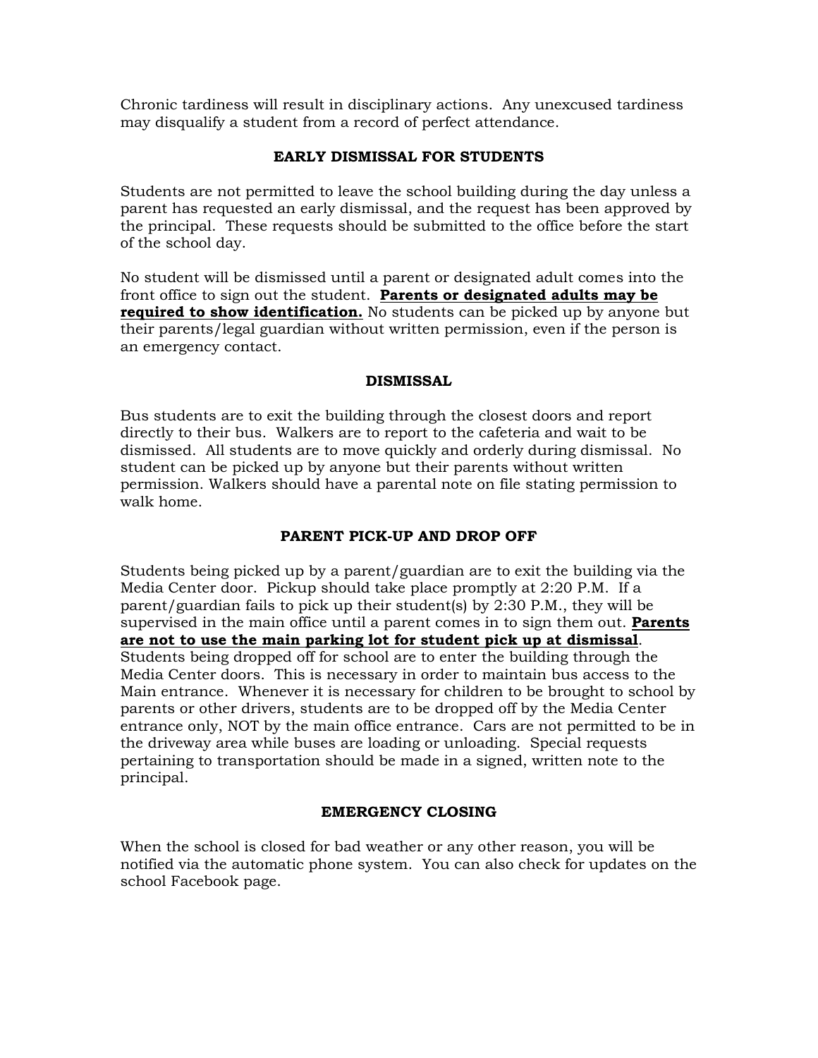Chronic tardiness will result in disciplinary actions. Any unexcused tardiness may disqualify a student from a record of perfect attendance.

## EARLY DISMISSAL FOR STUDENTS

Students are not permitted to leave the school building during the day unless a parent has requested an early dismissal, and the request has been approved by the principal. These requests should be submitted to the office before the start of the school day.

No student will be dismissed until a parent or designated adult comes into the front office to sign out the student. **<u>Parents or designated adults may be required to show identification.</u>** No students can be picked up by anyone but their parents/legal guardian without written permission, even if the person is an emergency contact.

## DISMISSAL

Bus students are to exit the building through the closest doors and report directly to their bus. Walkers are to report to the cafeteria and wait to be dismissed. All students are to move quickly and orderly during dismissal. No student can be picked up by anyone but their parents without written permission. Walkers should have a parental note on file stating permission to walk home.

## PARENT PICK-UP AND DROP OFF

Students being picked up by a parent/guardian are to exit the building via the Media Center door. Pickup should take place promptly at 2:20 P.M. If a parent/guardian fails to pick up their student(s) by 2:30 P.M., they will be supervised in the main office until a parent comes in to sign them out. **<u>Parents are not to use the main parking lot for student pick up at dismissal</u>**. Students being dropped off for school are to enter the building through the Media Center doors. This is necessary in order to maintain bus access to the Main entrance. Whenever it is necessary for children to be brought to school by parents or other drivers, students are to be dropped off by the Media Center entrance only, NOT by the main office entrance. Cars are not permitted to be in the driveway area while buses are loading or unloading. Special requests pertaining to transportation should be made in a signed, written note to the principal.

## EMERGENCY CLOSING

When the school is closed for bad weather or any other reason, you will be notified via the automatic phone system. You can also check for updates on the school Facebook page.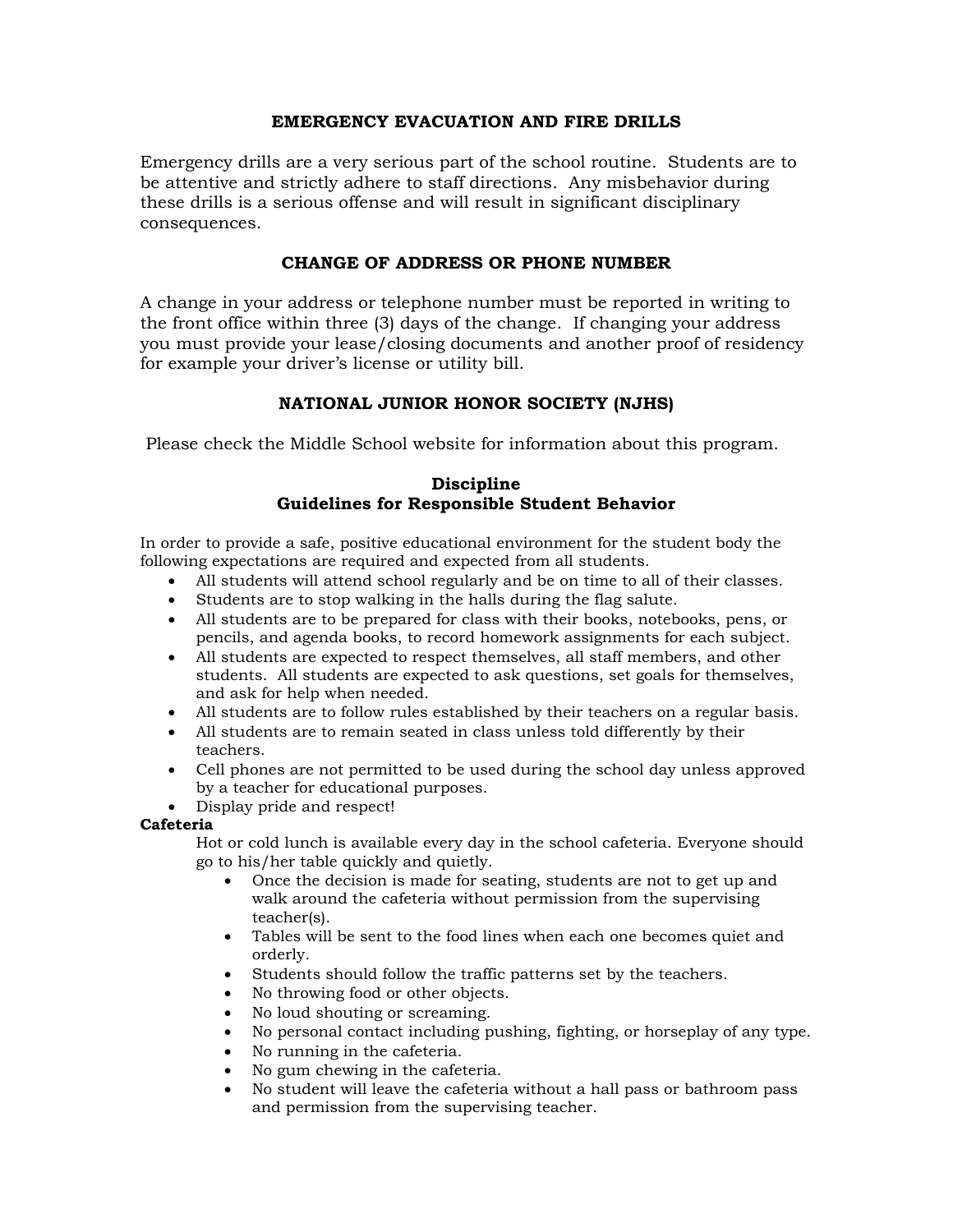## EMERGENCY EVACUATION AND FIRE DRILLS

Emergency drills are a very serious part of the school routine. Students are to be attentive and strictly adhere to staff directions. Any misbehavior during these drills is a serious offense and will result in significant disciplinary consequences.

## CHANGE OF ADDRESS OR PHONE NUMBER

A change in your address or telephone number must be reported in writing to the front office within three (3) days of the change. If changing your address you must provide your lease/closing documents and another proof of residency for example your driver's license or utility bill.

## NATIONAL JUNIOR HONOR SOCIETY (NJHS)

Please check the Middle School website for information about this program.

## Discipline
## Guidelines for Responsible Student Behavior

In order to provide a safe, positive educational environment for the student body the following expectations are required and expected from all students.

- All students will attend school regularly and be on time to all of their classes.
- Students are to stop walking in the halls during the flag salute.
- All students are to be prepared for class with their books, notebooks, pens, or pencils, and agenda books, to record homework assignments for each subject.
- All students are expected to respect themselves, all staff members, and other students. All students are expected to ask questions, set goals for themselves, and ask for help when needed.
- All students are to follow rules established by their teachers on a regular basis.
- All students are to remain seated in class unless told differently by their teachers.
- Cell phones are not permitted to be used during the school day unless approved by a teacher for educational purposes.
- Display pride and respect!

**Cafeteria**

Hot or cold lunch is available every day in the school cafeteria. Everyone should go to his/her table quickly and quietly.

- Once the decision is made for seating, students are not to get up and walk around the cafeteria without permission from the supervising teacher(s).
- Tables will be sent to the food lines when each one becomes quiet and orderly.
- Students should follow the traffic patterns set by the teachers.
- No throwing food or other objects.
- No loud shouting or screaming.
- No personal contact including pushing, fighting, or horseplay of any type.
- No running in the cafeteria.
- No gum chewing in the cafeteria.
- No student will leave the cafeteria without a hall pass or bathroom pass and permission from the supervising teacher.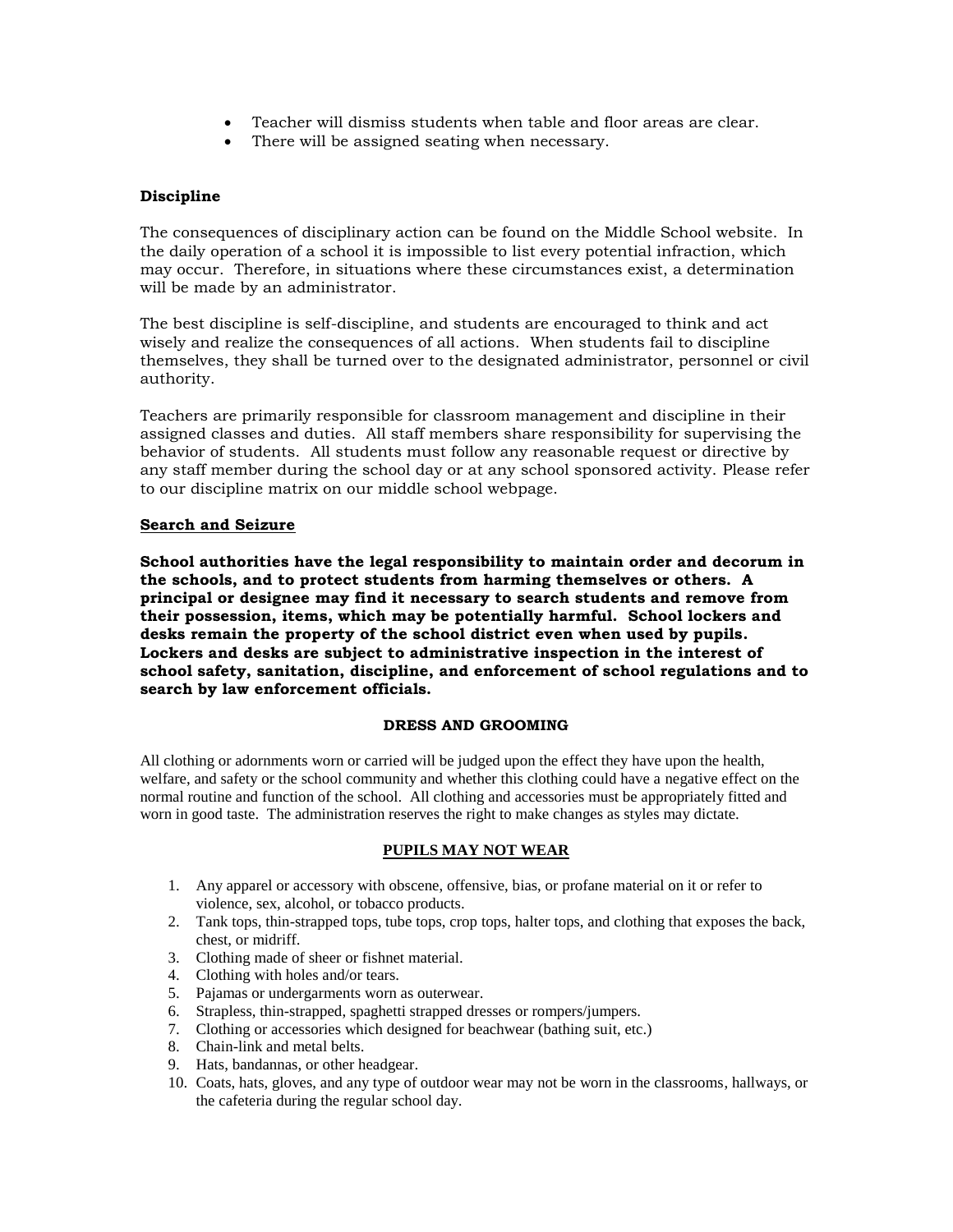- Teacher will dismiss students when table and floor areas are clear.
- There will be assigned seating when necessary.

### Discipline

The consequences of disciplinary action can be found on the Middle School website. In the daily operation of a school it is impossible to list every potential infraction, which may occur. Therefore, in situations where these circumstances exist, a determination will be made by an administrator.

The best discipline is self-discipline, and students are encouraged to think and act wisely and realize the consequences of all actions. When students fail to discipline themselves, they shall be turned over to the designated administrator, personnel or civil authority.

Teachers are primarily responsible for classroom management and discipline in their assigned classes and duties. All staff members share responsibility for supervising the behavior of students. All students must follow any reasonable request or directive by any staff member during the school day or at any school sponsored activity. Please refer to our discipline matrix on our middle school webpage.

### Search and Seizure

**School authorities have the legal responsibility to maintain order and decorum in the schools, and to protect students from harming themselves or others. A principal or designee may find it necessary to search students and remove from their possession, items, which may be potentially harmful. School lockers and desks remain the property of the school district even when used by pupils. Lockers and desks are subject to administrative inspection in the interest of school safety, sanitation, discipline, and enforcement of school regulations and to search by law enforcement officials.**

## DRESS AND GROOMING

All clothing or adornments worn or carried will be judged upon the effect they have upon the health, welfare, and safety or the school community and whether this clothing could have a negative effect on the normal routine and function of the school. All clothing and accessories must be appropriately fitted and worn in good taste. The administration reserves the right to make changes as styles may dictate.

### PUPILS MAY NOT WEAR

1. Any apparel or accessory with obscene, offensive, bias, or profane material on it or refer to violence, sex, alcohol, or tobacco products.
2. Tank tops, thin-strapped tops, tube tops, crop tops, halter tops, and clothing that exposes the back, chest, or midriff.
3. Clothing made of sheer or fishnet material.
4. Clothing with holes and/or tears.
5. Pajamas or undergarments worn as outerwear.
6. Strapless, thin-strapped, spaghetti strapped dresses or rompers/jumpers.
7. Clothing or accessories which designed for beachwear (bathing suit, etc.)
8. Chain-link and metal belts.
9. Hats, bandannas, or other headgear.
10. Coats, hats, gloves, and any type of outdoor wear may not be worn in the classrooms, hallways, or the cafeteria during the regular school day.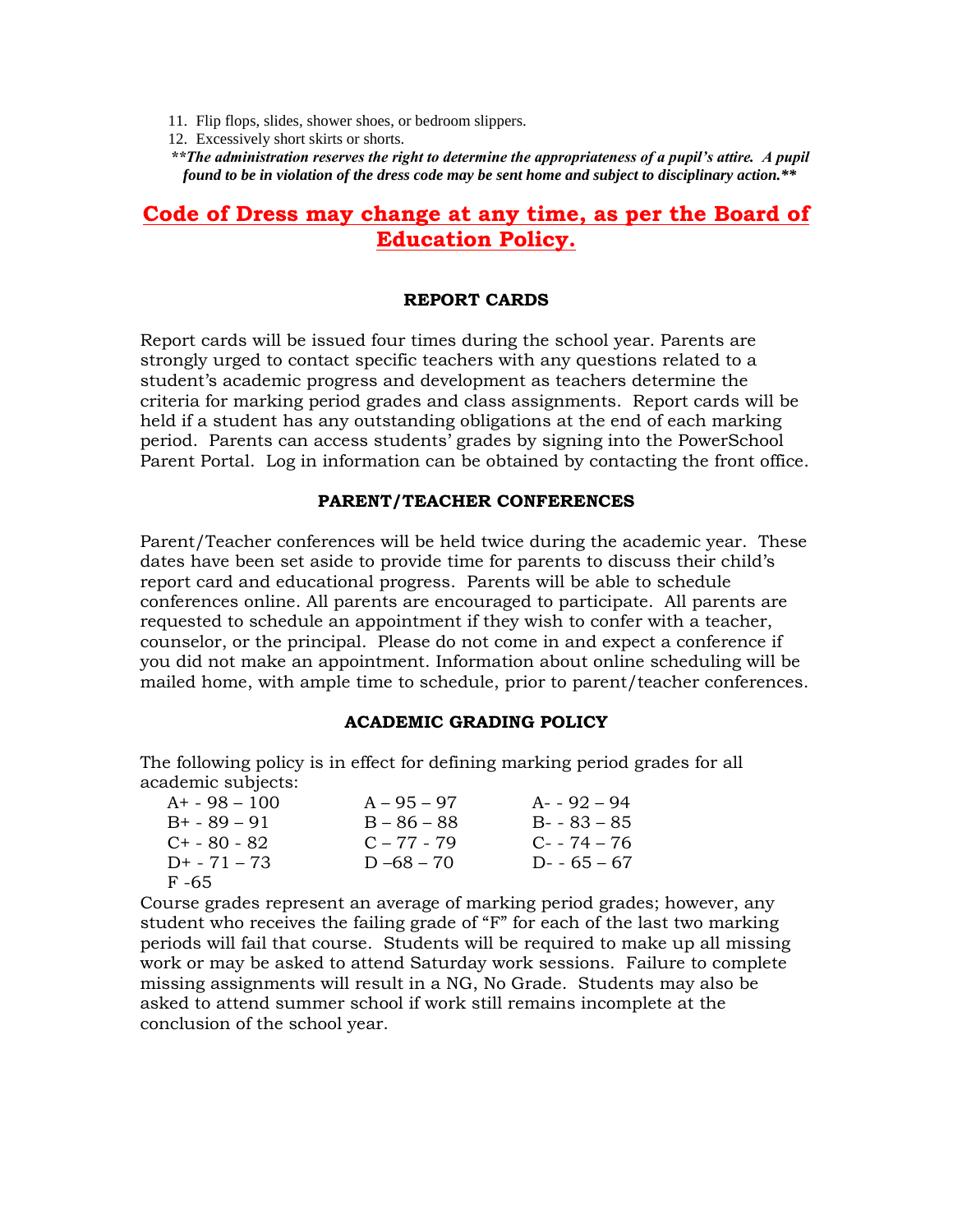11. Flip flops, slides, shower shoes, or bedroom slippers.
12. Excessively short skirts or shorts.

***\*\*The administration reserves the right to determine the appropriateness of a pupil's attire. A pupil found to be in violation of the dress code may be sent home and subject to disciplinary action.\*\****

## Code of Dress may change at any time, as per the Board of Education Policy.

### REPORT CARDS

Report cards will be issued four times during the school year. Parents are strongly urged to contact specific teachers with any questions related to a student's academic progress and development as teachers determine the criteria for marking period grades and class assignments. Report cards will be held if a student has any outstanding obligations at the end of each marking period. Parents can access students' grades by signing into the PowerSchool Parent Portal. Log in information can be obtained by contacting the front office.

### PARENT/TEACHER CONFERENCES

Parent/Teacher conferences will be held twice during the academic year. These dates have been set aside to provide time for parents to discuss their child's report card and educational progress. Parents will be able to schedule conferences online. All parents are encouraged to participate. All parents are requested to schedule an appointment if they wish to confer with a teacher, counselor, or the principal. Please do not come in and expect a conference if you did not make an appointment. Information about online scheduling will be mailed home, with ample time to schedule, prior to parent/teacher conferences.

### ACADEMIC GRADING POLICY

The following policy is in effect for defining marking period grades for all academic subjects:

| | | |
|---|---|---|
| A+ - 98 – 100 | A – 95 – 97 | A- - 92 – 94 |
| B+ - 89 – 91 | B – 86 – 88 | B- - 83 – 85 |
| C+ - 80 - 82 | C – 77 - 79 | C- - 74 – 76 |
| D+ - 71 – 73 | D –68 – 70 | D- - 65 – 67 |
| F -65 | | |

Course grades represent an average of marking period grades; however, any student who receives the failing grade of "F" for each of the last two marking periods will fail that course. Students will be required to make up all missing work or may be asked to attend Saturday work sessions. Failure to complete missing assignments will result in a NG, No Grade. Students may also be asked to attend summer school if work still remains incomplete at the conclusion of the school year.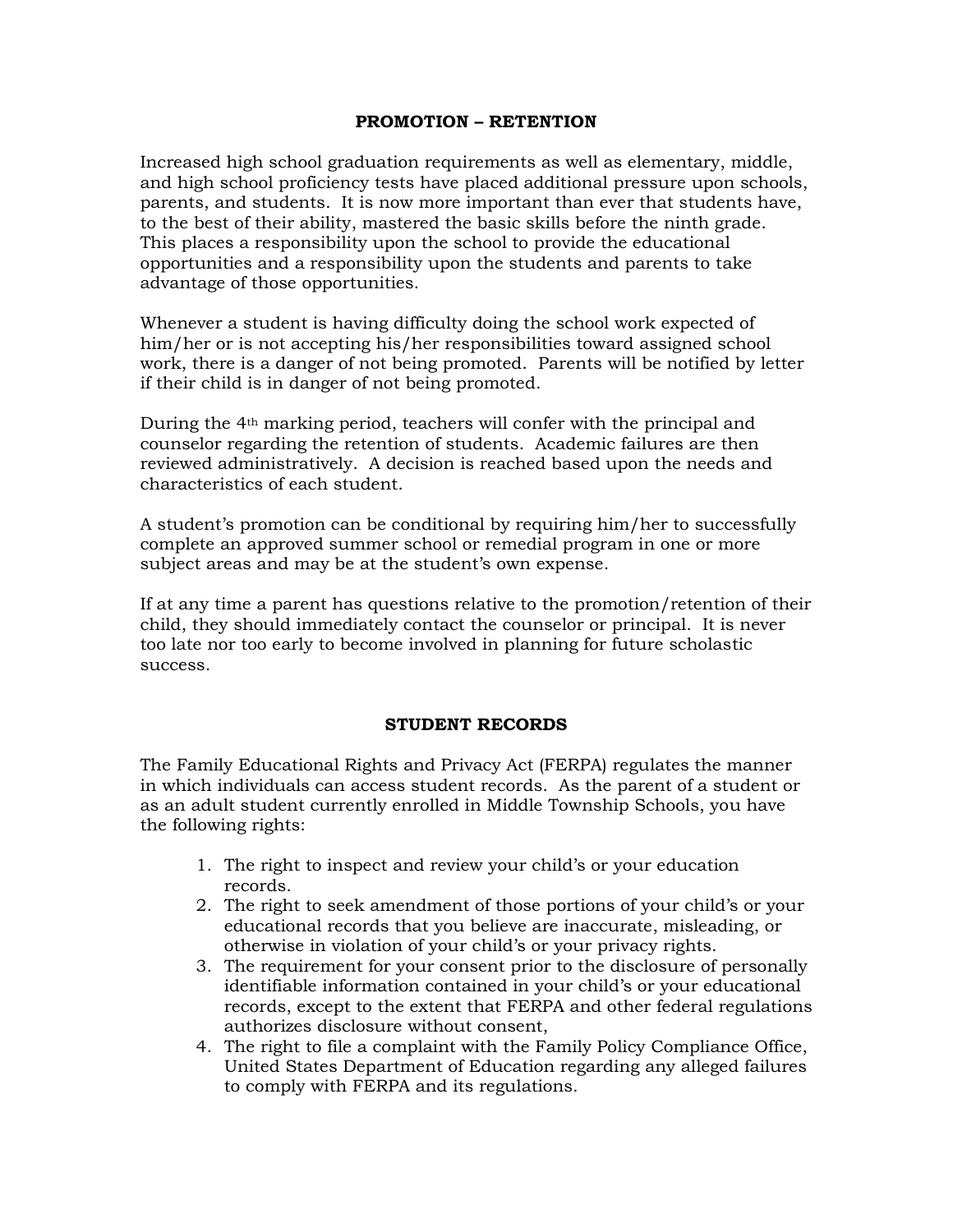## PROMOTION – RETENTION

Increased high school graduation requirements as well as elementary, middle, and high school proficiency tests have placed additional pressure upon schools, parents, and students. It is now more important than ever that students have, to the best of their ability, mastered the basic skills before the ninth grade. This places a responsibility upon the school to provide the educational opportunities and a responsibility upon the students and parents to take advantage of those opportunities.

Whenever a student is having difficulty doing the school work expected of him/her or is not accepting his/her responsibilities toward assigned school work, there is a danger of not being promoted. Parents will be notified by letter if their child is in danger of not being promoted.

During the 4th marking period, teachers will confer with the principal and counselor regarding the retention of students. Academic failures are then reviewed administratively. A decision is reached based upon the needs and characteristics of each student.

A student's promotion can be conditional by requiring him/her to successfully complete an approved summer school or remedial program in one or more subject areas and may be at the student's own expense.

If at any time a parent has questions relative to the promotion/retention of their child, they should immediately contact the counselor or principal. It is never too late nor too early to become involved in planning for future scholastic success.

## STUDENT RECORDS

The Family Educational Rights and Privacy Act (FERPA) regulates the manner in which individuals can access student records. As the parent of a student or as an adult student currently enrolled in Middle Township Schools, you have the following rights:

1. The right to inspect and review your child's or your education records.
2. The right to seek amendment of those portions of your child's or your educational records that you believe are inaccurate, misleading, or otherwise in violation of your child's or your privacy rights.
3. The requirement for your consent prior to the disclosure of personally identifiable information contained in your child's or your educational records, except to the extent that FERPA and other federal regulations authorizes disclosure without consent,
4. The right to file a complaint with the Family Policy Compliance Office, United States Department of Education regarding any alleged failures to comply with FERPA and its regulations.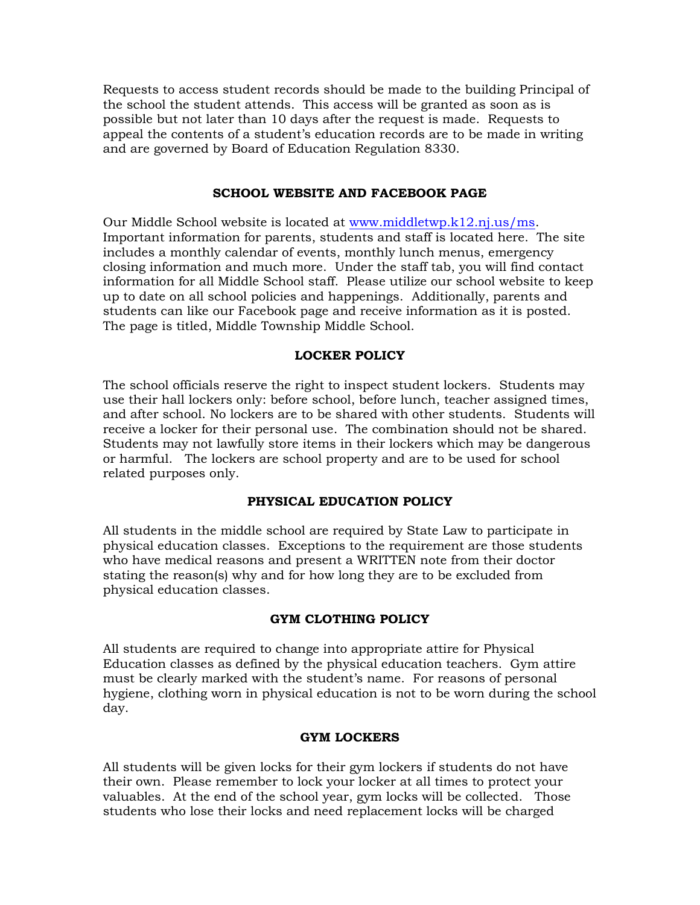Requests to access student records should be made to the building Principal of the school the student attends. This access will be granted as soon as is possible but not later than 10 days after the request is made. Requests to appeal the contents of a student's education records are to be made in writing and are governed by Board of Education Regulation 8330.

## SCHOOL WEBSITE AND FACEBOOK PAGE

Our Middle School website is located at [www.middletwp.k12.nj.us/ms](http://www.middletwp.k12.nj.us/ms). Important information for parents, students and staff is located here. The site includes a monthly calendar of events, monthly lunch menus, emergency closing information and much more. Under the staff tab, you will find contact information for all Middle School staff. Please utilize our school website to keep up to date on all school policies and happenings. Additionally, parents and students can like our Facebook page and receive information as it is posted. The page is titled, Middle Township Middle School.

## LOCKER POLICY

The school officials reserve the right to inspect student lockers. Students may use their hall lockers only: before school, before lunch, teacher assigned times, and after school. No lockers are to be shared with other students. Students will receive a locker for their personal use. The combination should not be shared. Students may not lawfully store items in their lockers which may be dangerous or harmful. The lockers are school property and are to be used for school related purposes only.

## PHYSICAL EDUCATION POLICY

All students in the middle school are required by State Law to participate in physical education classes. Exceptions to the requirement are those students who have medical reasons and present a WRITTEN note from their doctor stating the reason(s) why and for how long they are to be excluded from physical education classes.

## GYM CLOTHING POLICY

All students are required to change into appropriate attire for Physical Education classes as defined by the physical education teachers. Gym attire must be clearly marked with the student's name. For reasons of personal hygiene, clothing worn in physical education is not to be worn during the school day.

## GYM LOCKERS

All students will be given locks for their gym lockers if students do not have their own. Please remember to lock your locker at all times to protect your valuables. At the end of the school year, gym locks will be collected. Those students who lose their locks and need replacement locks will be charged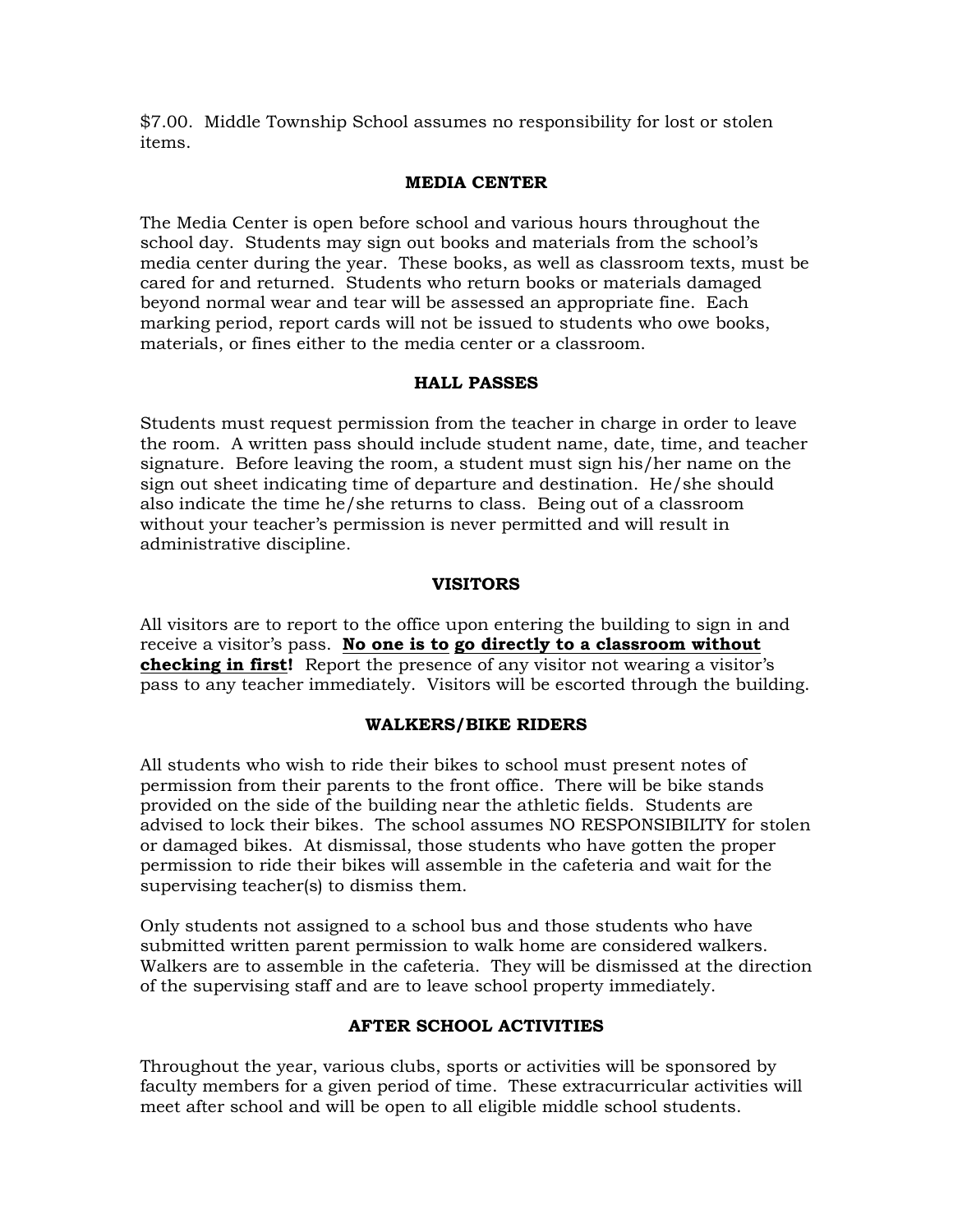$7.00. Middle Township School assumes no responsibility for lost or stolen items.

## MEDIA CENTER

The Media Center is open before school and various hours throughout the school day. Students may sign out books and materials from the school's media center during the year. These books, as well as classroom texts, must be cared for and returned. Students who return books or materials damaged beyond normal wear and tear will be assessed an appropriate fine. Each marking period, report cards will not be issued to students who owe books, materials, or fines either to the media center or a classroom.

## HALL PASSES

Students must request permission from the teacher in charge in order to leave the room. A written pass should include student name, date, time, and teacher signature. Before leaving the room, a student must sign his/her name on the sign out sheet indicating time of departure and destination. He/she should also indicate the time he/she returns to class. Being out of a classroom without your teacher's permission is never permitted and will result in administrative discipline.

## VISITORS

All visitors are to report to the office upon entering the building to sign in and receive a visitor's pass. <u>**No one is to go directly to a classroom without checking in first**</u>**!** Report the presence of any visitor not wearing a visitor's pass to any teacher immediately. Visitors will be escorted through the building.

## WALKERS/BIKE RIDERS

All students who wish to ride their bikes to school must present notes of permission from their parents to the front office. There will be bike stands provided on the side of the building near the athletic fields. Students are advised to lock their bikes. The school assumes NO RESPONSIBILITY for stolen or damaged bikes. At dismissal, those students who have gotten the proper permission to ride their bikes will assemble in the cafeteria and wait for the supervising teacher(s) to dismiss them.

Only students not assigned to a school bus and those students who have submitted written parent permission to walk home are considered walkers. Walkers are to assemble in the cafeteria. They will be dismissed at the direction of the supervising staff and are to leave school property immediately.

## AFTER SCHOOL ACTIVITIES

Throughout the year, various clubs, sports or activities will be sponsored by faculty members for a given period of time. These extracurricular activities will meet after school and will be open to all eligible middle school students.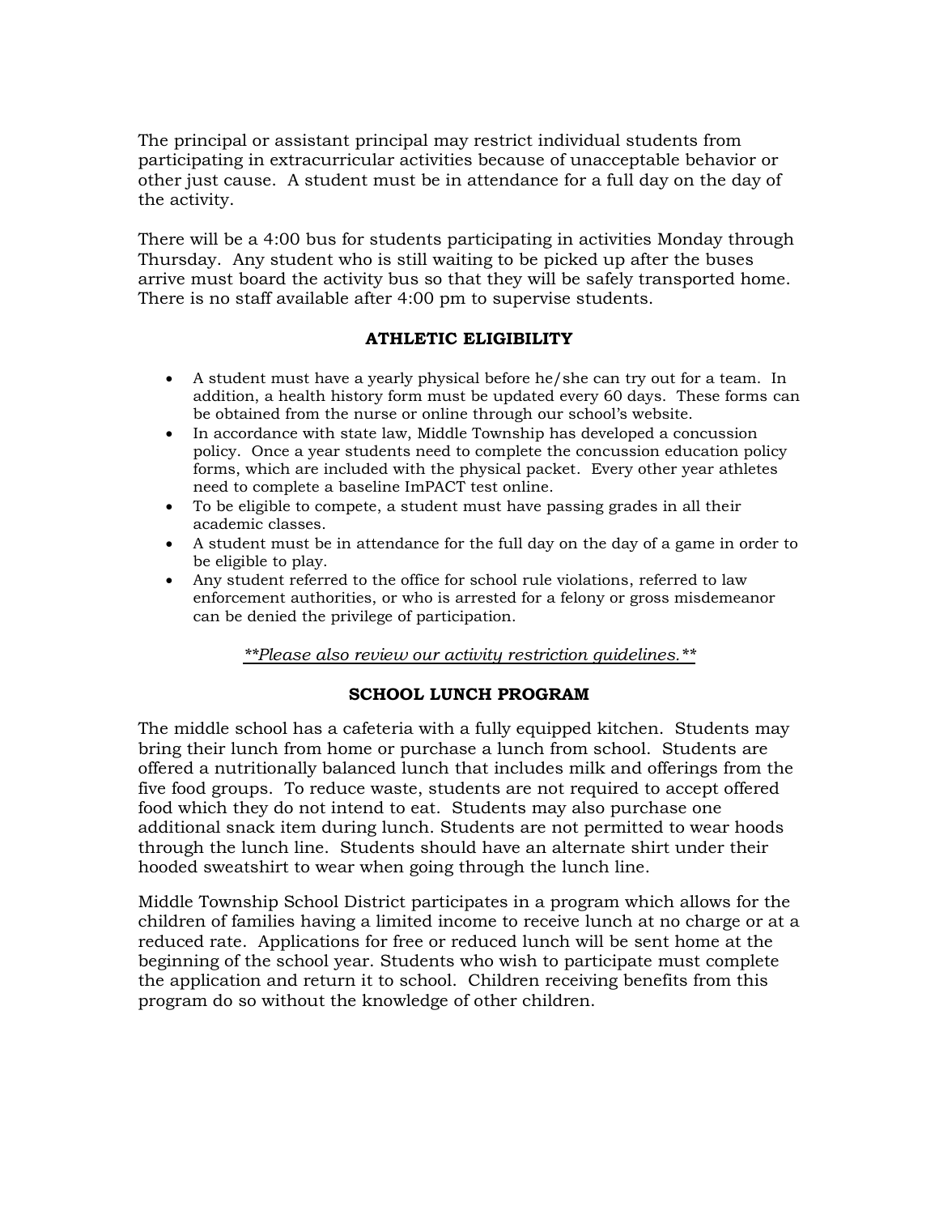The principal or assistant principal may restrict individual students from participating in extracurricular activities because of unacceptable behavior or other just cause. A student must be in attendance for a full day on the day of the activity.

There will be a 4:00 bus for students participating in activities Monday through Thursday. Any student who is still waiting to be picked up after the buses arrive must board the activity bus so that they will be safely transported home. There is no staff available after 4:00 pm to supervise students.

## ATHLETIC ELIGIBILITY

- A student must have a yearly physical before he/she can try out for a team. In addition, a health history form must be updated every 60 days. These forms can be obtained from the nurse or online through our school's website.
- In accordance with state law, Middle Township has developed a concussion policy. Once a year students need to complete the concussion education policy forms, which are included with the physical packet. Every other year athletes need to complete a baseline ImPACT test online.
- To be eligible to compete, a student must have passing grades in all their academic classes.
- A student must be in attendance for the full day on the day of a game in order to be eligible to play.
- Any student referred to the office for school rule violations, referred to law enforcement authorities, or who is arrested for a felony or gross misdemeanor can be denied the privilege of participation.

*\*\*Please also review our activity restriction guidelines.\*\**

## SCHOOL LUNCH PROGRAM

The middle school has a cafeteria with a fully equipped kitchen. Students may bring their lunch from home or purchase a lunch from school. Students are offered a nutritionally balanced lunch that includes milk and offerings from the five food groups. To reduce waste, students are not required to accept offered food which they do not intend to eat. Students may also purchase one additional snack item during lunch. Students are not permitted to wear hoods through the lunch line. Students should have an alternate shirt under their hooded sweatshirt to wear when going through the lunch line.

Middle Township School District participates in a program which allows for the children of families having a limited income to receive lunch at no charge or at a reduced rate. Applications for free or reduced lunch will be sent home at the beginning of the school year. Students who wish to participate must complete the application and return it to school. Children receiving benefits from this program do so without the knowledge of other children.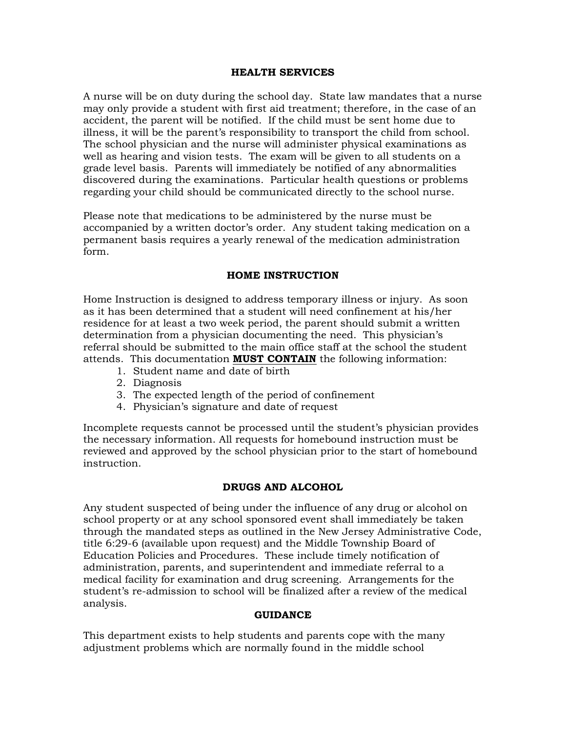## HEALTH SERVICES

A nurse will be on duty during the school day. State law mandates that a nurse may only provide a student with first aid treatment; therefore, in the case of an accident, the parent will be notified. If the child must be sent home due to illness, it will be the parent's responsibility to transport the child from school. The school physician and the nurse will administer physical examinations as well as hearing and vision tests. The exam will be given to all students on a grade level basis. Parents will immediately be notified of any abnormalities discovered during the examinations. Particular health questions or problems regarding your child should be communicated directly to the school nurse.

Please note that medications to be administered by the nurse must be accompanied by a written doctor's order. Any student taking medication on a permanent basis requires a yearly renewal of the medication administration form.

## HOME INSTRUCTION

Home Instruction is designed to address temporary illness or injury. As soon as it has been determined that a student will need confinement at his/her residence for at least a two week period, the parent should submit a written determination from a physician documenting the need. This physician's referral should be submitted to the main office staff at the school the student attends. This documentation **MUST CONTAIN** the following information:

1. Student name and date of birth
2. Diagnosis
3. The expected length of the period of confinement
4. Physician's signature and date of request

Incomplete requests cannot be processed until the student's physician provides the necessary information. All requests for homebound instruction must be reviewed and approved by the school physician prior to the start of homebound instruction.

## DRUGS AND ALCOHOL

Any student suspected of being under the influence of any drug or alcohol on school property or at any school sponsored event shall immediately be taken through the mandated steps as outlined in the New Jersey Administrative Code, title 6:29-6 (available upon request) and the Middle Township Board of Education Policies and Procedures. These include timely notification of administration, parents, and superintendent and immediate referral to a medical facility for examination and drug screening. Arrangements for the student's re-admission to school will be finalized after a review of the medical analysis.

## GUIDANCE

This department exists to help students and parents cope with the many adjustment problems which are normally found in the middle school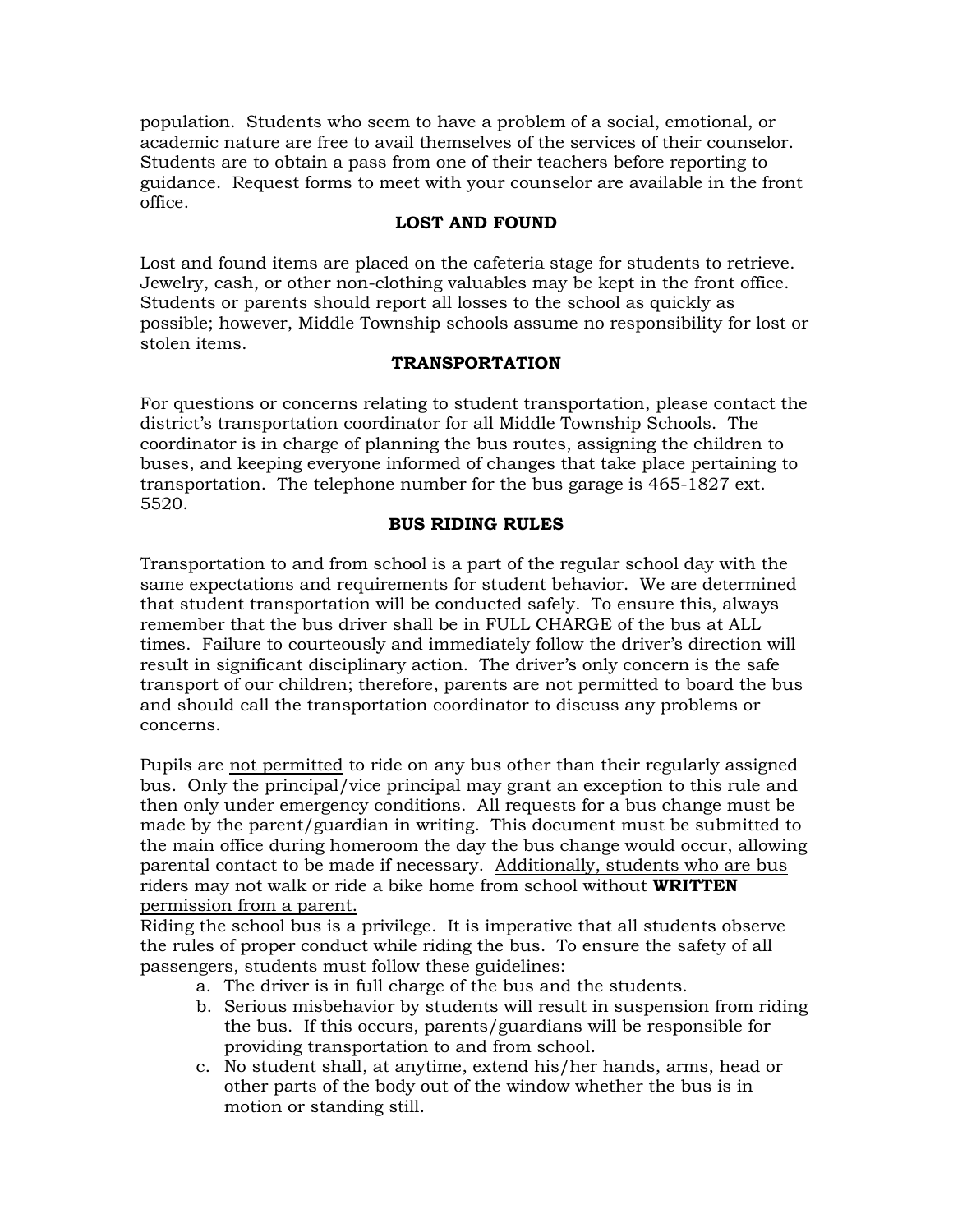population. Students who seem to have a problem of a social, emotional, or academic nature are free to avail themselves of the services of their counselor. Students are to obtain a pass from one of their teachers before reporting to guidance. Request forms to meet with your counselor are available in the front office.

## LOST AND FOUND

Lost and found items are placed on the cafeteria stage for students to retrieve. Jewelry, cash, or other non-clothing valuables may be kept in the front office. Students or parents should report all losses to the school as quickly as possible; however, Middle Township schools assume no responsibility for lost or stolen items.

## TRANSPORTATION

For questions or concerns relating to student transportation, please contact the district's transportation coordinator for all Middle Township Schools. The coordinator is in charge of planning the bus routes, assigning the children to buses, and keeping everyone informed of changes that take place pertaining to transportation. The telephone number for the bus garage is 465-1827 ext. 5520.

## BUS RIDING RULES

Transportation to and from school is a part of the regular school day with the same expectations and requirements for student behavior. We are determined that student transportation will be conducted safely. To ensure this, always remember that the bus driver shall be in FULL CHARGE of the bus at ALL times. Failure to courteously and immediately follow the driver's direction will result in significant disciplinary action. The driver's only concern is the safe transport of our children; therefore, parents are not permitted to board the bus and should call the transportation coordinator to discuss any problems or concerns.

Pupils are not permitted to ride on any bus other than their regularly assigned bus. Only the principal/vice principal may grant an exception to this rule and then only under emergency conditions. All requests for a bus change must be made by the parent/guardian in writing. This document must be submitted to the main office during homeroom the day the bus change would occur, allowing parental contact to be made if necessary. Additionally, students who are bus riders may not walk or ride a bike home from school without **WRITTEN** permission from a parent.

Riding the school bus is a privilege. It is imperative that all students observe the rules of proper conduct while riding the bus. To ensure the safety of all passengers, students must follow these guidelines:

a. The driver is in full charge of the bus and the students.
b. Serious misbehavior by students will result in suspension from riding the bus. If this occurs, parents/guardians will be responsible for providing transportation to and from school.
c. No student shall, at anytime, extend his/her hands, arms, head or other parts of the body out of the window whether the bus is in motion or standing still.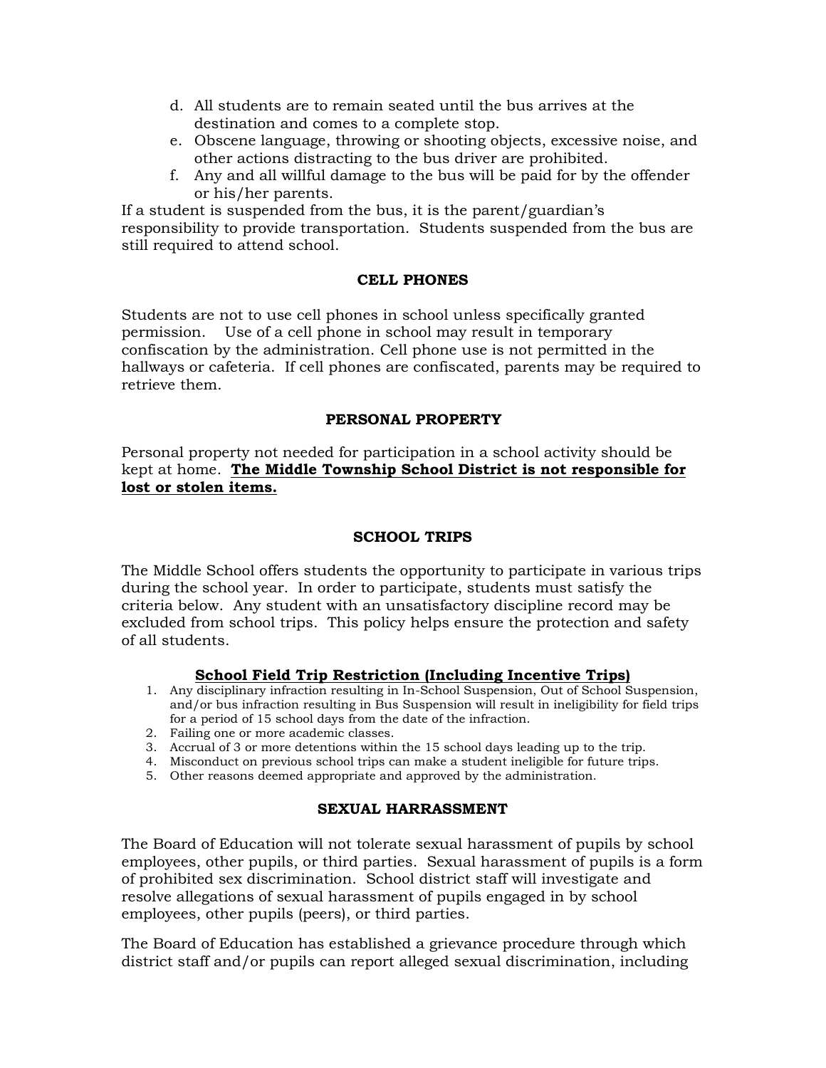d. All students are to remain seated until the bus arrives at the destination and comes to a complete stop.
e. Obscene language, throwing or shooting objects, excessive noise, and other actions distracting to the bus driver are prohibited.
f. Any and all willful damage to the bus will be paid for by the offender or his/her parents.

If a student is suspended from the bus, it is the parent/guardian's responsibility to provide transportation. Students suspended from the bus are still required to attend school.

## CELL PHONES

Students are not to use cell phones in school unless specifically granted permission. Use of a cell phone in school may result in temporary confiscation by the administration. Cell phone use is not permitted in the hallways or cafeteria. If cell phones are confiscated, parents may be required to retrieve them.

## PERSONAL PROPERTY

Personal property not needed for participation in a school activity should be kept at home. **The Middle Township School District is not responsible for lost or stolen items.**

## SCHOOL TRIPS

The Middle School offers students the opportunity to participate in various trips during the school year. In order to participate, students must satisfy the criteria below. Any student with an unsatisfactory discipline record may be excluded from school trips. This policy helps ensure the protection and safety of all students.

### School Field Trip Restriction (Including Incentive Trips)

1. Any disciplinary infraction resulting in In-School Suspension, Out of School Suspension, and/or bus infraction resulting in Bus Suspension will result in ineligibility for field trips for a period of 15 school days from the date of the infraction.
2. Failing one or more academic classes.
3. Accrual of 3 or more detentions within the 15 school days leading up to the trip.
4. Misconduct on previous school trips can make a student ineligible for future trips.
5. Other reasons deemed appropriate and approved by the administration.

## SEXUAL HARRASSMENT

The Board of Education will not tolerate sexual harassment of pupils by school employees, other pupils, or third parties. Sexual harassment of pupils is a form of prohibited sex discrimination. School district staff will investigate and resolve allegations of sexual harassment of pupils engaged in by school employees, other pupils (peers), or third parties.

The Board of Education has established a grievance procedure through which district staff and/or pupils can report alleged sexual discrimination, including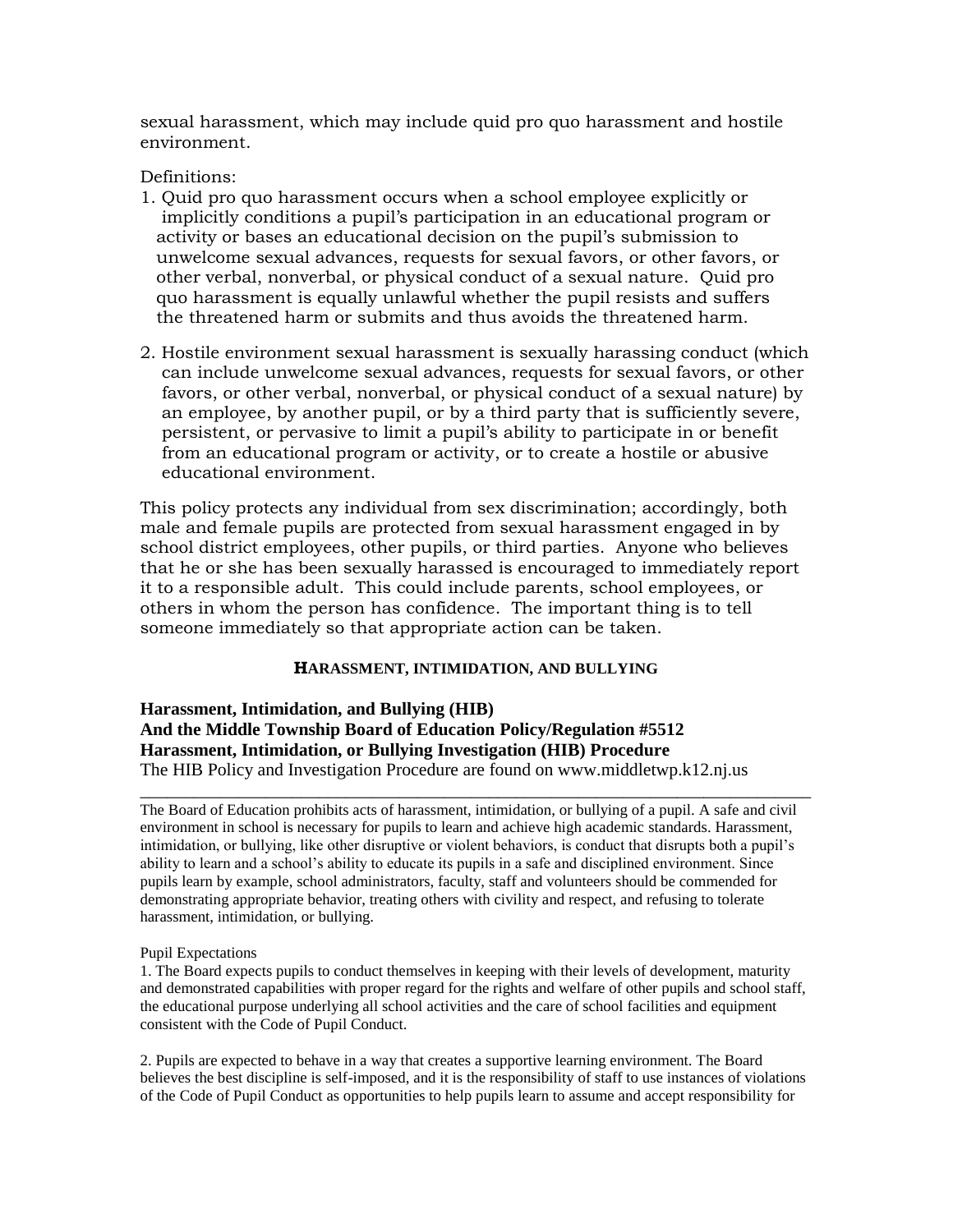sexual harassment, which may include quid pro quo harassment and hostile environment.

Definitions:

1. Quid pro quo harassment occurs when a school employee explicitly or implicitly conditions a pupil's participation in an educational program or activity or bases an educational decision on the pupil's submission to unwelcome sexual advances, requests for sexual favors, or other favors, or other verbal, nonverbal, or physical conduct of a sexual nature. Quid pro quo harassment is equally unlawful whether the pupil resists and suffers the threatened harm or submits and thus avoids the threatened harm.

2. Hostile environment sexual harassment is sexually harassing conduct (which can include unwelcome sexual advances, requests for sexual favors, or other favors, or other verbal, nonverbal, or physical conduct of a sexual nature) by an employee, by another pupil, or by a third party that is sufficiently severe, persistent, or pervasive to limit a pupil's ability to participate in or benefit from an educational program or activity, or to create a hostile or abusive educational environment.

This policy protects any individual from sex discrimination; accordingly, both male and female pupils are protected from sexual harassment engaged in by school district employees, other pupils, or third parties. Anyone who believes that he or she has been sexually harassed is encouraged to immediately report it to a responsible adult. This could include parents, school employees, or others in whom the person has confidence. The important thing is to tell someone immediately so that appropriate action can be taken.

## HARASSMENT, INTIMIDATION, AND BULLYING

**Harassment, Intimidation, and Bullying (HIB)**
**And the Middle Township Board of Education Policy/Regulation #5512**
**Harassment, Intimidation, or Bullying Investigation (HIB) Procedure**
The HIB Policy and Investigation Procedure are found on www.middletwp.k12.nj.us

---

The Board of Education prohibits acts of harassment, intimidation, or bullying of a pupil. A safe and civil environment in school is necessary for pupils to learn and achieve high academic standards. Harassment, intimidation, or bullying, like other disruptive or violent behaviors, is conduct that disrupts both a pupil's ability to learn and a school's ability to educate its pupils in a safe and disciplined environment. Since pupils learn by example, school administrators, faculty, staff and volunteers should be commended for demonstrating appropriate behavior, treating others with civility and respect, and refusing to tolerate harassment, intimidation, or bullying.

Pupil Expectations

1. The Board expects pupils to conduct themselves in keeping with their levels of development, maturity and demonstrated capabilities with proper regard for the rights and welfare of other pupils and school staff, the educational purpose underlying all school activities and the care of school facilities and equipment consistent with the Code of Pupil Conduct.

2. Pupils are expected to behave in a way that creates a supportive learning environment. The Board believes the best discipline is self-imposed, and it is the responsibility of staff to use instances of violations of the Code of Pupil Conduct as opportunities to help pupils learn to assume and accept responsibility for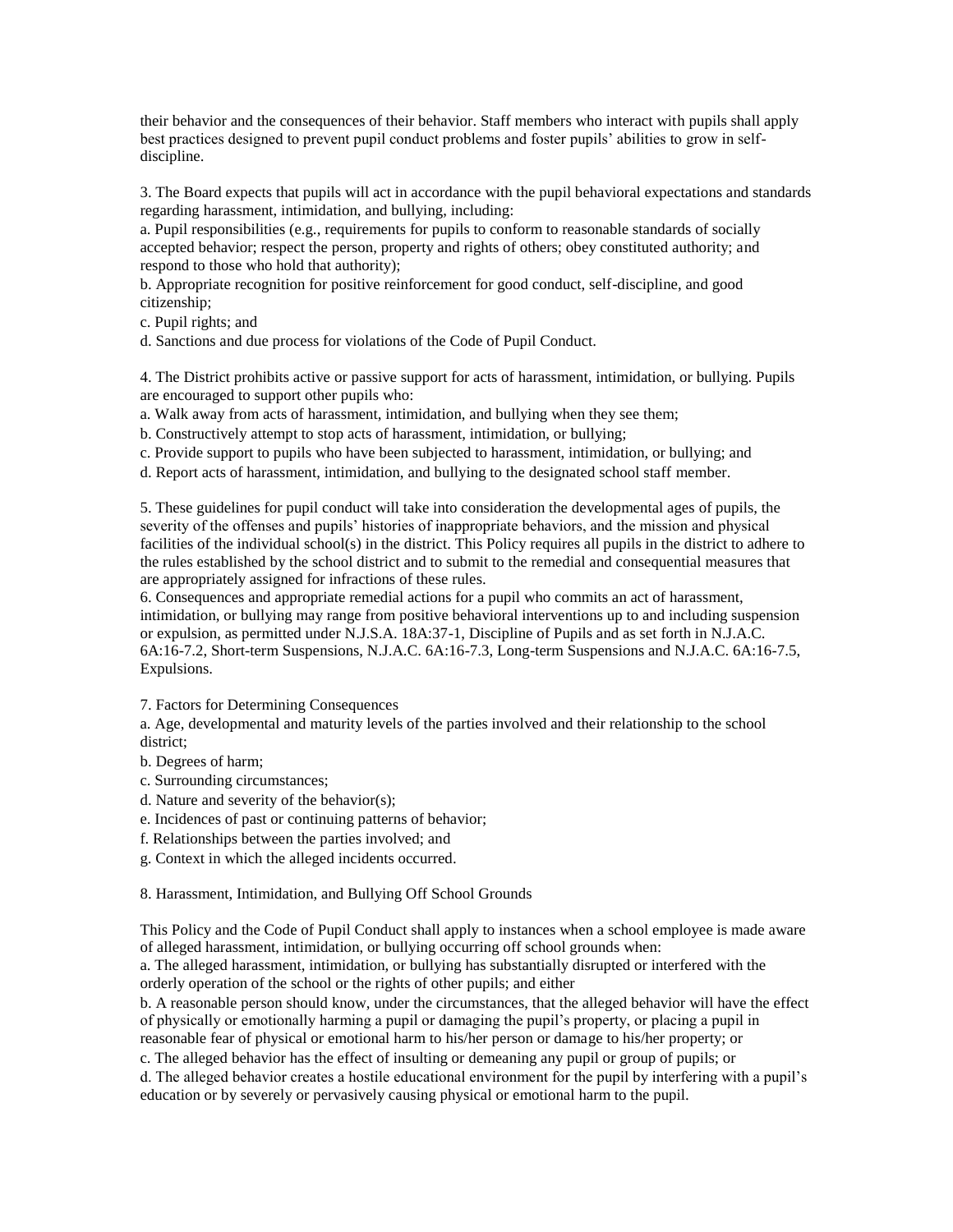their behavior and the consequences of their behavior. Staff members who interact with pupils shall apply best practices designed to prevent pupil conduct problems and foster pupils' abilities to grow in self-discipline.

3. The Board expects that pupils will act in accordance with the pupil behavioral expectations and standards regarding harassment, intimidation, and bullying, including:

a. Pupil responsibilities (e.g., requirements for pupils to conform to reasonable standards of socially accepted behavior; respect the person, property and rights of others; obey constituted authority; and respond to those who hold that authority);

b. Appropriate recognition for positive reinforcement for good conduct, self-discipline, and good citizenship;

c. Pupil rights; and

d. Sanctions and due process for violations of the Code of Pupil Conduct.

4. The District prohibits active or passive support for acts of harassment, intimidation, or bullying. Pupils are encouraged to support other pupils who:

a. Walk away from acts of harassment, intimidation, and bullying when they see them;

b. Constructively attempt to stop acts of harassment, intimidation, or bullying;

c. Provide support to pupils who have been subjected to harassment, intimidation, or bullying; and

d. Report acts of harassment, intimidation, and bullying to the designated school staff member.

5. These guidelines for pupil conduct will take into consideration the developmental ages of pupils, the severity of the offenses and pupils' histories of inappropriate behaviors, and the mission and physical facilities of the individual school(s) in the district. This Policy requires all pupils in the district to adhere to the rules established by the school district and to submit to the remedial and consequential measures that are appropriately assigned for infractions of these rules.

6. Consequences and appropriate remedial actions for a pupil who commits an act of harassment, intimidation, or bullying may range from positive behavioral interventions up to and including suspension or expulsion, as permitted under N.J.S.A. 18A:37-1, Discipline of Pupils and as set forth in N.J.A.C. 6A:16-7.2, Short-term Suspensions, N.J.A.C. 6A:16-7.3, Long-term Suspensions and N.J.A.C. 6A:16-7.5, Expulsions.

7. Factors for Determining Consequences

a. Age, developmental and maturity levels of the parties involved and their relationship to the school district;

b. Degrees of harm;

c. Surrounding circumstances;

d. Nature and severity of the behavior(s);

e. Incidences of past or continuing patterns of behavior;

f. Relationships between the parties involved; and

g. Context in which the alleged incidents occurred.

8. Harassment, Intimidation, and Bullying Off School Grounds

This Policy and the Code of Pupil Conduct shall apply to instances when a school employee is made aware of alleged harassment, intimidation, or bullying occurring off school grounds when:

a. The alleged harassment, intimidation, or bullying has substantially disrupted or interfered with the orderly operation of the school or the rights of other pupils; and either

b. A reasonable person should know, under the circumstances, that the alleged behavior will have the effect of physically or emotionally harming a pupil or damaging the pupil's property, or placing a pupil in reasonable fear of physical or emotional harm to his/her person or damage to his/her property; or

c. The alleged behavior has the effect of insulting or demeaning any pupil or group of pupils; or

d. The alleged behavior creates a hostile educational environment for the pupil by interfering with a pupil's education or by severely or pervasively causing physical or emotional harm to the pupil.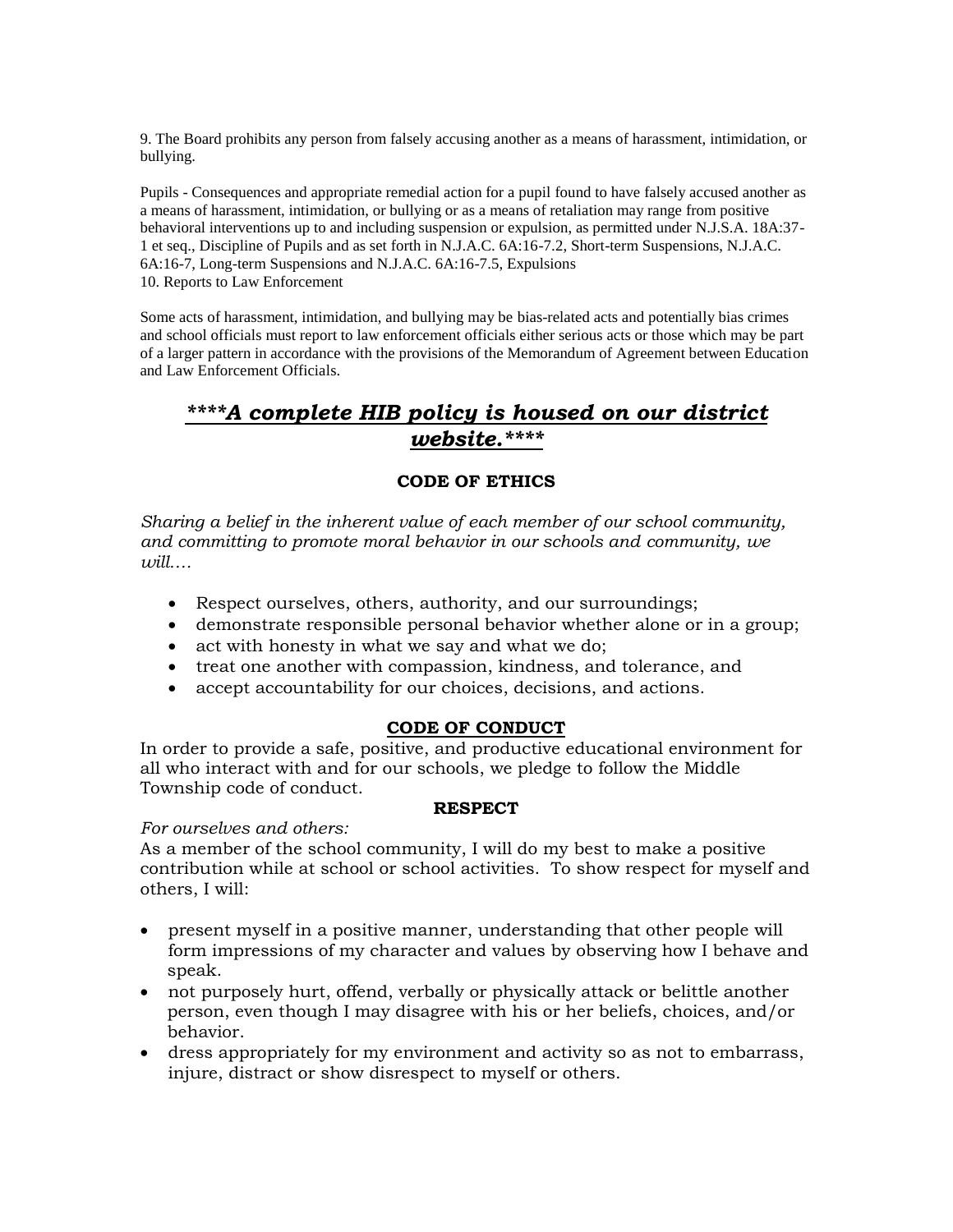9. The Board prohibits any person from falsely accusing another as a means of harassment, intimidation, or bullying.

Pupils - Consequences and appropriate remedial action for a pupil found to have falsely accused another as a means of harassment, intimidation, or bullying or as a means of retaliation may range from positive behavioral interventions up to and including suspension or expulsion, as permitted under N.J.S.A. 18A:37-1 et seq., Discipline of Pupils and as set forth in N.J.A.C. 6A:16-7.2, Short-term Suspensions, N.J.A.C. 6A:16-7, Long-term Suspensions and N.J.A.C. 6A:16-7.5, Expulsions

10. Reports to Law Enforcement

Some acts of harassment, intimidation, and bullying may be bias-related acts and potentially bias crimes and school officials must report to law enforcement officials either serious acts or those which may be part of a larger pattern in accordance with the provisions of the Memorandum of Agreement between Education and Law Enforcement Officials.

## ****A complete HIB policy is housed on our district website.****

### CODE OF ETHICS

*Sharing a belief in the inherent value of each member of our school community, and committing to promote moral behavior in our schools and community, we will….*

- Respect ourselves, others, authority, and our surroundings;
- demonstrate responsible personal behavior whether alone or in a group;
- act with honesty in what we say and what we do;
- treat one another with compassion, kindness, and tolerance, and
- accept accountability for our choices, decisions, and actions.

### CODE OF CONDUCT

In order to provide a safe, positive, and productive educational environment for all who interact with and for our schools, we pledge to follow the Middle Township code of conduct.

#### RESPECT

*For ourselves and others:*

As a member of the school community, I will do my best to make a positive contribution while at school or school activities. To show respect for myself and others, I will:

- present myself in a positive manner, understanding that other people will form impressions of my character and values by observing how I behave and speak.
- not purposely hurt, offend, verbally or physically attack or belittle another person, even though I may disagree with his or her beliefs, choices, and/or behavior.
- dress appropriately for my environment and activity so as not to embarrass, injure, distract or show disrespect to myself or others.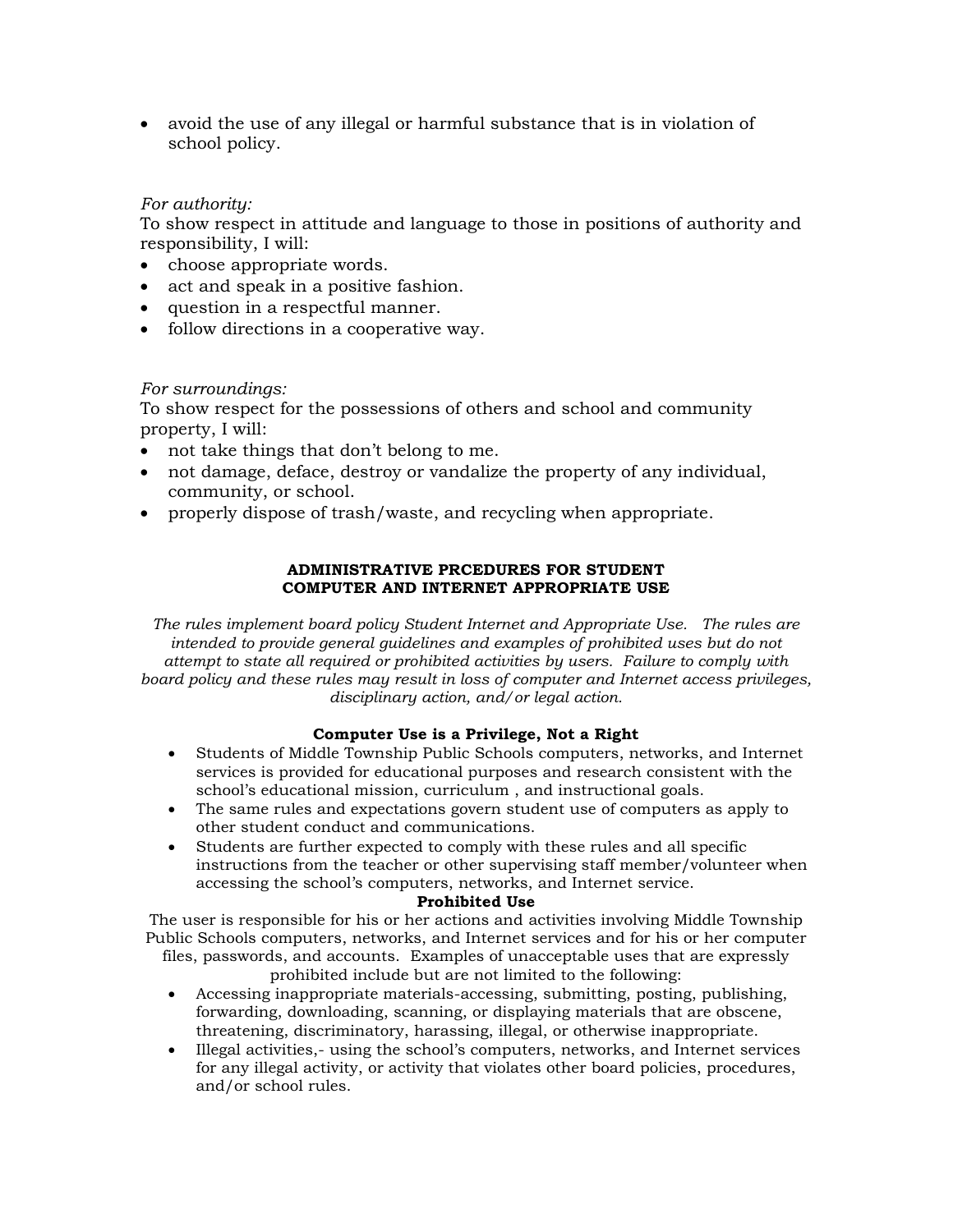- avoid the use of any illegal or harmful substance that is in violation of school policy.

*For authority:*
To show respect in attitude and language to those in positions of authority and responsibility, I will:

- choose appropriate words.
- act and speak in a positive fashion.
- question in a respectful manner.
- follow directions in a cooperative way.

*For surroundings:*
To show respect for the possessions of others and school and community property, I will:

- not take things that don't belong to me.
- not damage, deface, destroy or vandalize the property of any individual, community, or school.
- properly dispose of trash/waste, and recycling when appropriate.

**ADMINISTRATIVE PRCEDURES FOR STUDENT COMPUTER AND INTERNET APPROPRIATE USE**

*The rules implement board policy Student Internet and Appropriate Use. The rules are intended to provide general guidelines and examples of prohibited uses but do not attempt to state all required or prohibited activities by users. Failure to comply with board policy and these rules may result in loss of computer and Internet access privileges, disciplinary action, and/or legal action.*

**Computer Use is a Privilege, Not a Right**

- Students of Middle Township Public Schools computers, networks, and Internet services is provided for educational purposes and research consistent with the school's educational mission, curriculum , and instructional goals.
- The same rules and expectations govern student use of computers as apply to other student conduct and communications.
- Students are further expected to comply with these rules and all specific instructions from the teacher or other supervising staff member/volunteer when accessing the school's computers, networks, and Internet service.

**Prohibited Use**

The user is responsible for his or her actions and activities involving Middle Township Public Schools computers, networks, and Internet services and for his or her computer files, passwords, and accounts. Examples of unacceptable uses that are expressly prohibited include but are not limited to the following:

- Accessing inappropriate materials-accessing, submitting, posting, publishing, forwarding, downloading, scanning, or displaying materials that are obscene, threatening, discriminatory, harassing, illegal, or otherwise inappropriate.
- Illegal activities,- using the school's computers, networks, and Internet services for any illegal activity, or activity that violates other board policies, procedures, and/or school rules.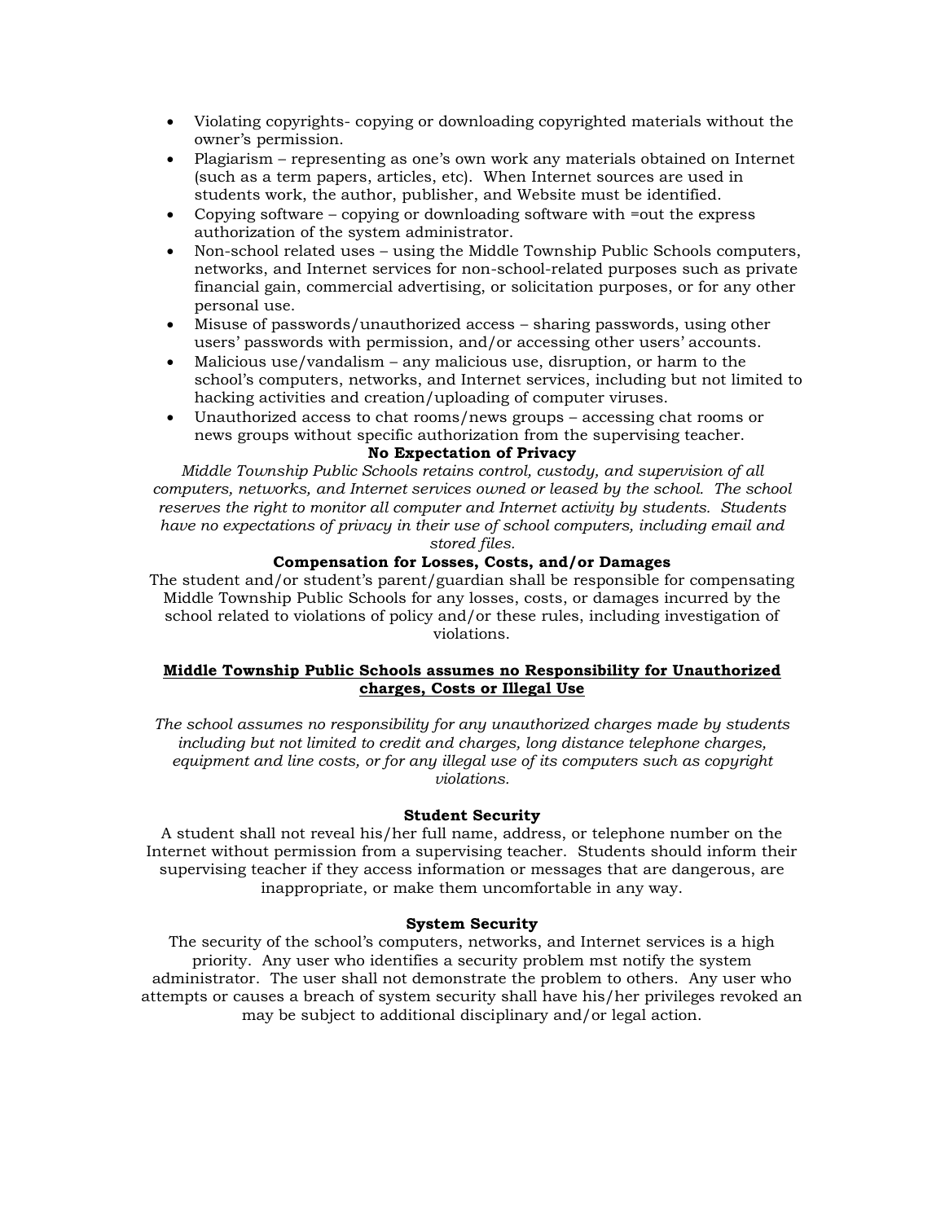- Violating copyrights- copying or downloading copyrighted materials without the owner's permission.
- Plagiarism – representing as one's own work any materials obtained on Internet (such as a term papers, articles, etc). When Internet sources are used in students work, the author, publisher, and Website must be identified.
- Copying software – copying or downloading software with =out the express authorization of the system administrator.
- Non-school related uses – using the Middle Township Public Schools computers, networks, and Internet services for non-school-related purposes such as private financial gain, commercial advertising, or solicitation purposes, or for any other personal use.
- Misuse of passwords/unauthorized access – sharing passwords, using other users' passwords with permission, and/or accessing other users' accounts.
- Malicious use/vandalism – any malicious use, disruption, or harm to the school's computers, networks, and Internet services, including but not limited to hacking activities and creation/uploading of computer viruses.
- Unauthorized access to chat rooms/news groups – accessing chat rooms or news groups without specific authorization from the supervising teacher.

**No Expectation of Privacy**

*Middle Township Public Schools retains control, custody, and supervision of all computers, networks, and Internet services owned or leased by the school. The school reserves the right to monitor all computer and Internet activity by students. Students have no expectations of privacy in their use of school computers, including email and stored files.*

**Compensation for Losses, Costs, and/or Damages**

The student and/or student's parent/guardian shall be responsible for compensating Middle Township Public Schools for any losses, costs, or damages incurred by the school related to violations of policy and/or these rules, including investigation of violations.

**<u>Middle Township Public Schools assumes no Responsibility for Unauthorized charges, Costs or Illegal Use</u>**

*The school assumes no responsibility for any unauthorized charges made by students including but not limited to credit and charges, long distance telephone charges, equipment and line costs, or for any illegal use of its computers such as copyright violations.*

**Student Security**

A student shall not reveal his/her full name, address, or telephone number on the Internet without permission from a supervising teacher. Students should inform their supervising teacher if they access information or messages that are dangerous, are inappropriate, or make them uncomfortable in any way.

**System Security**

The security of the school's computers, networks, and Internet services is a high priority. Any user who identifies a security problem mst notify the system administrator. The user shall not demonstrate the problem to others. Any user who attempts or causes a breach of system security shall have his/her privileges revoked an may be subject to additional disciplinary and/or legal action.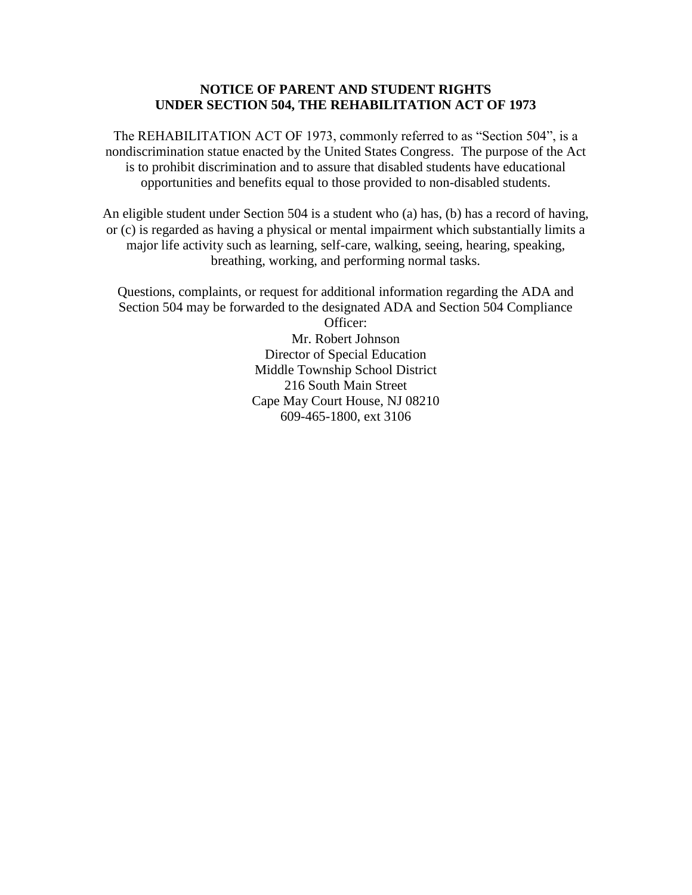**NOTICE OF PARENT AND STUDENT RIGHTS**
**UNDER SECTION 504, THE REHABILITATION ACT OF 1973**

The REHABILITATION ACT OF 1973, commonly referred to as "Section 504", is a nondiscrimination statue enacted by the United States Congress. The purpose of the Act is to prohibit discrimination and to assure that disabled students have educational opportunities and benefits equal to those provided to non-disabled students.

An eligible student under Section 504 is a student who (a) has, (b) has a record of having, or (c) is regarded as having a physical or mental impairment which substantially limits a major life activity such as learning, self-care, walking, seeing, hearing, speaking, breathing, working, and performing normal tasks.

Questions, complaints, or request for additional information regarding the ADA and Section 504 may be forwarded to the designated ADA and Section 504 Compliance Officer:

Mr. Robert Johnson
Director of Special Education
Middle Township School District
216 South Main Street
Cape May Court House, NJ 08210
609-465-1800, ext 3106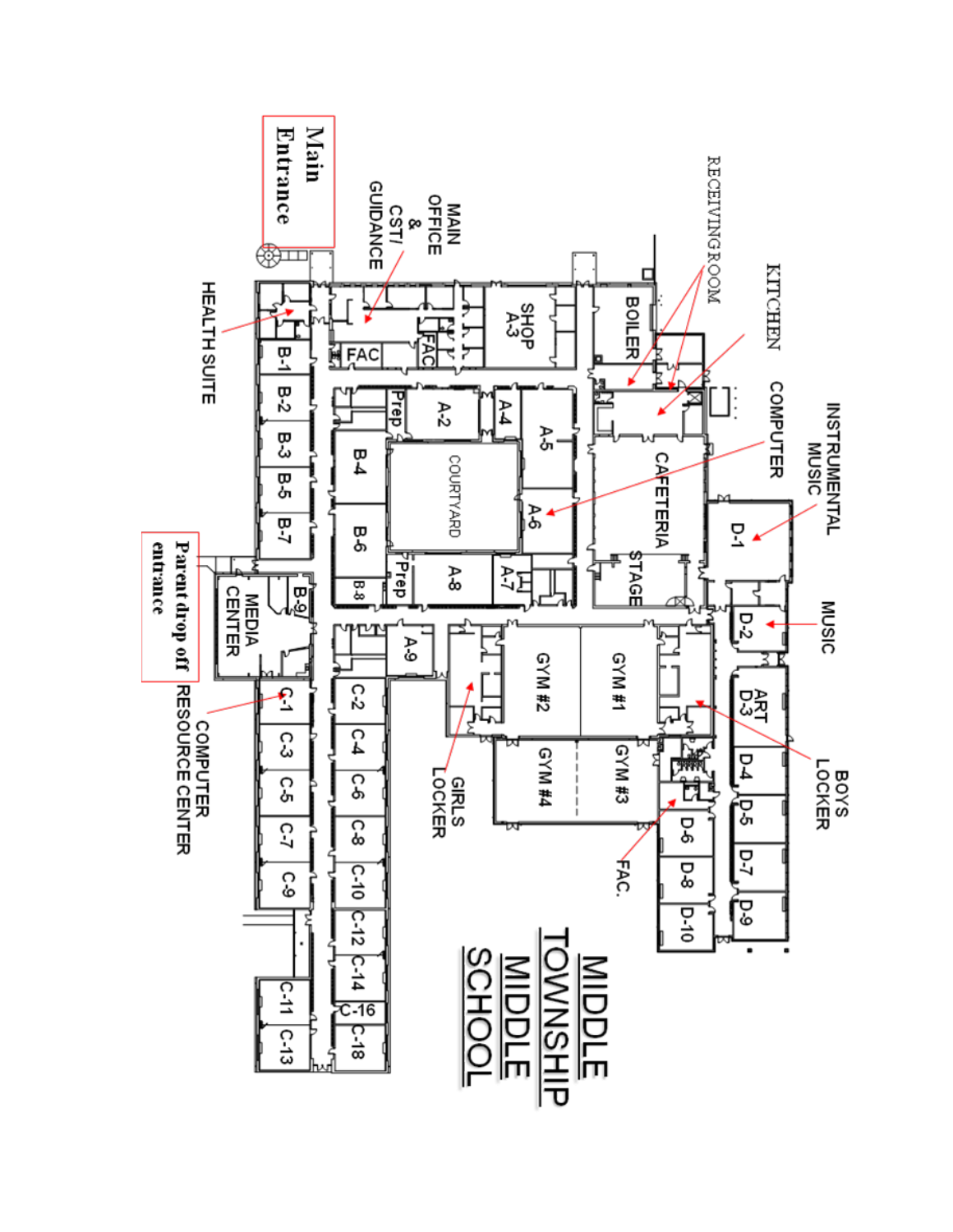# MIDDLE TOWNSHIP MIDDLE SCHOOL

Main Entrance

MAIN OFFICE & CST/ GUIDANCE

HEALTH SUITE

RECEIVING ROOM

KITCHEN

COMPUTER

INSTRUMENTAL MUSIC

MUSIC

BOYS LOCKER

GIRLS LOCKER

FAC.

Parent drop off entrance

COMPUTER RESOURCE CENTER

BOILER

SHOP A-3

FAC

A-2, A-4, A-5, A-6, A-7, A-8, A-9

Prep

COURTYARD

CAFETERIA

STAGE

B-1, B-2, B-3, B-4, B-5, B-6, B-7, B-8, B-9

MEDIA CENTER

GYM #1, GYM #2, GYM #3, GYM #4

D-1, D-2, ART D-3, D-4, D-5, D-6, D-7, D-8, D-9, D-10

C-1, C-2, C-3, C-4, C-5, C-6, C-7, C-8, C-9, C-10, C-11, C-12, C-13, C-14, C-16, C-18